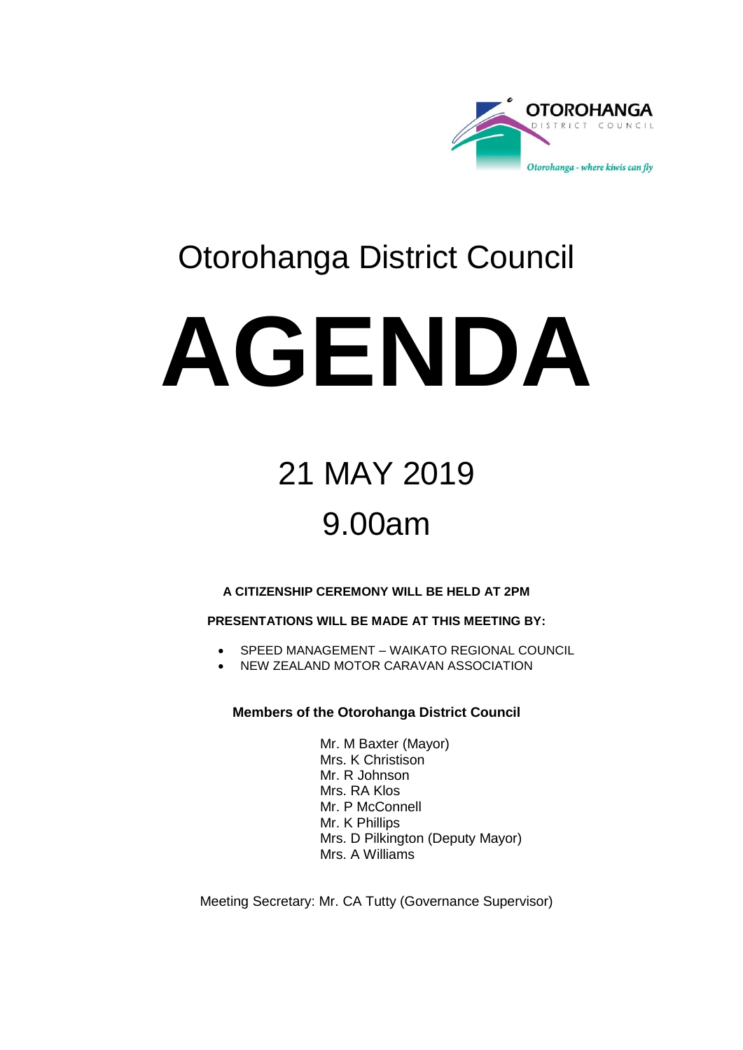OTOROHANGA DISTRICT COUNCIL

*Otorohanga - where kiwis can fly*

# Otorohanga District Council

# AGENDA

## 21 MAY 2019

## 9.00am

**A CITIZENSHIP CEREMONY WILL BE HELD AT 2PM**

**PRESENTATIONS WILL BE MADE AT THIS MEETING BY:**

- SPEED MANAGEMENT – WAIKATO REGIONAL COUNCIL
- NEW ZEALAND MOTOR CARAVAN ASSOCIATION

**Members of the Otorohanga District Council**

Mr. M Baxter (Mayor)
Mrs. K Christison
Mr. R Johnson
Mrs. RA Klos
Mr. P McConnell
Mr. K Phillips
Mrs. D Pilkington (Deputy Mayor)
Mrs. A Williams

Meeting Secretary: Mr. CA Tutty (Governance Supervisor)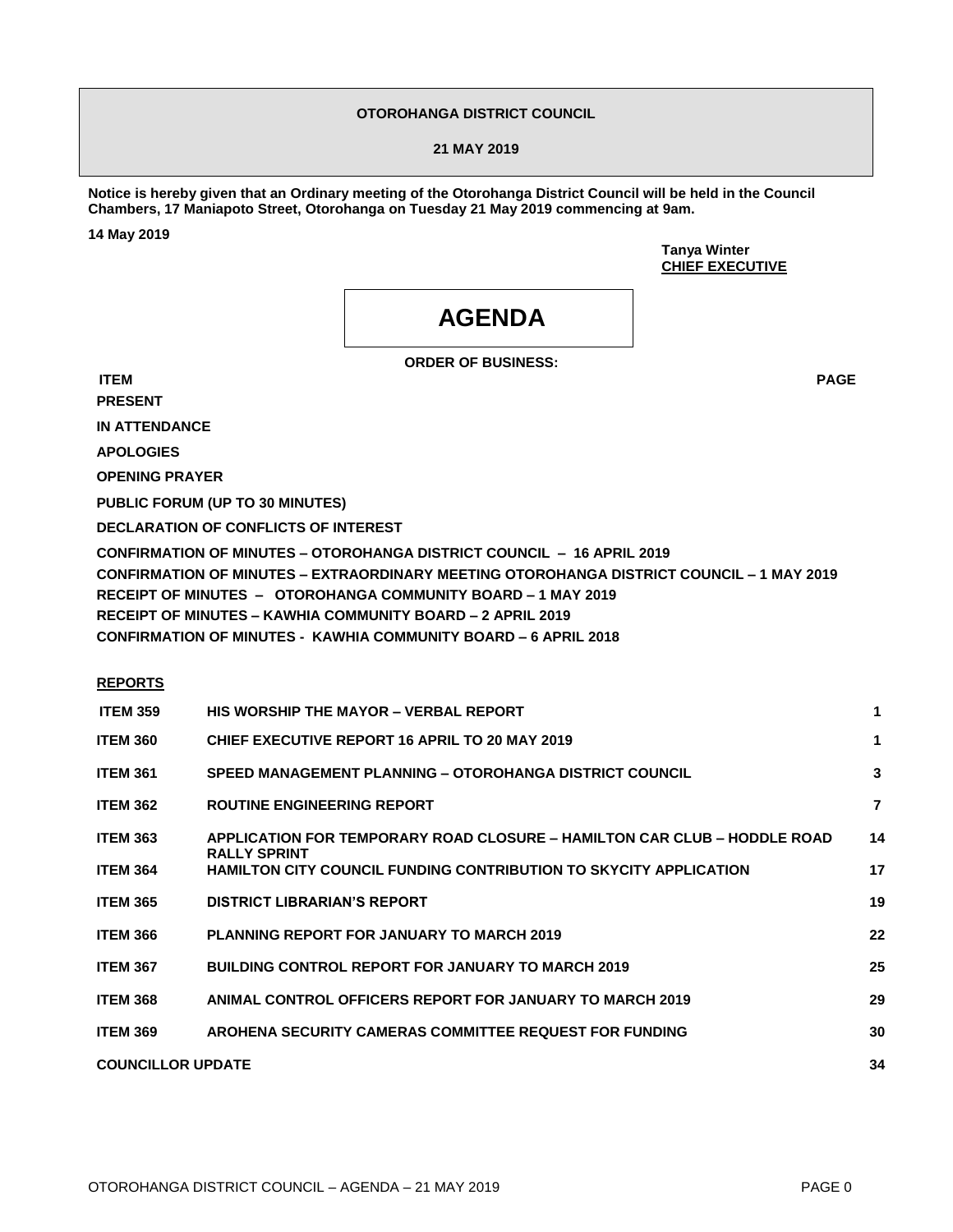**OTOROHANGA DISTRICT COUNCIL**

**21 MAY 2019**

**Notice is hereby given that an Ordinary meeting of the Otorohanga District Council will be held in the Council Chambers, 17 Maniapoto Street, Otorohanga on Tuesday 21 May 2019 commencing at 9am.**

**14 May 2019**

**Tanya Winter**
**CHIEF EXECUTIVE**

# AGENDA

**ORDER OF BUSINESS:**

**ITEM** | **PAGE**

**PRESENT**

**IN ATTENDANCE**

**APOLOGIES**

**OPENING PRAYER**

**PUBLIC FORUM (UP TO 30 MINUTES)**

**DECLARATION OF CONFLICTS OF INTEREST**

**CONFIRMATION OF MINUTES – OTOROHANGA DISTRICT COUNCIL – 16 APRIL 2019**
**CONFIRMATION OF MINUTES – EXTRAORDINARY MEETING OTOROHANGA DISTRICT COUNCIL – 1 MAY 2019**
**RECEIPT OF MINUTES – OTOROHANGA COMMUNITY BOARD – 1 MAY 2019**
**RECEIPT OF MINUTES – KAWHIA COMMUNITY BOARD – 2 APRIL 2019**
**CONFIRMATION OF MINUTES - KAWHIA COMMUNITY BOARD – 6 APRIL 2018**

**REPORTS**

| ITEM | TITLE | PAGE |
|---|---|---|
| **ITEM 359** | **HIS WORSHIP THE MAYOR – VERBAL REPORT** | **1** |
| **ITEM 360** | **CHIEF EXECUTIVE REPORT 16 APRIL TO 20 MAY 2019** | **1** |
| **ITEM 361** | **SPEED MANAGEMENT PLANNING – OTOROHANGA DISTRICT COUNCIL** | **3** |
| **ITEM 362** | **ROUTINE ENGINEERING REPORT** | **7** |
| **ITEM 363** | **APPLICATION FOR TEMPORARY ROAD CLOSURE – HAMILTON CAR CLUB – HODDLE ROAD RALLY SPRINT** | **14** |
| **ITEM 364** | **HAMILTON CITY COUNCIL FUNDING CONTRIBUTION TO SKYCITY APPLICATION** | **17** |
| **ITEM 365** | **DISTRICT LIBRARIAN'S REPORT** | **19** |
| **ITEM 366** | **PLANNING REPORT FOR JANUARY TO MARCH 2019** | **22** |
| **ITEM 367** | **BUILDING CONTROL REPORT FOR JANUARY TO MARCH 2019** | **25** |
| **ITEM 368** | **ANIMAL CONTROL OFFICERS REPORT FOR JANUARY TO MARCH 2019** | **29** |
| **ITEM 369** | **AROHENA SECURITY CAMERAS COMMITTEE REQUEST FOR FUNDING** | **30** |
| **COUNCILLOR UPDATE** | | **34** |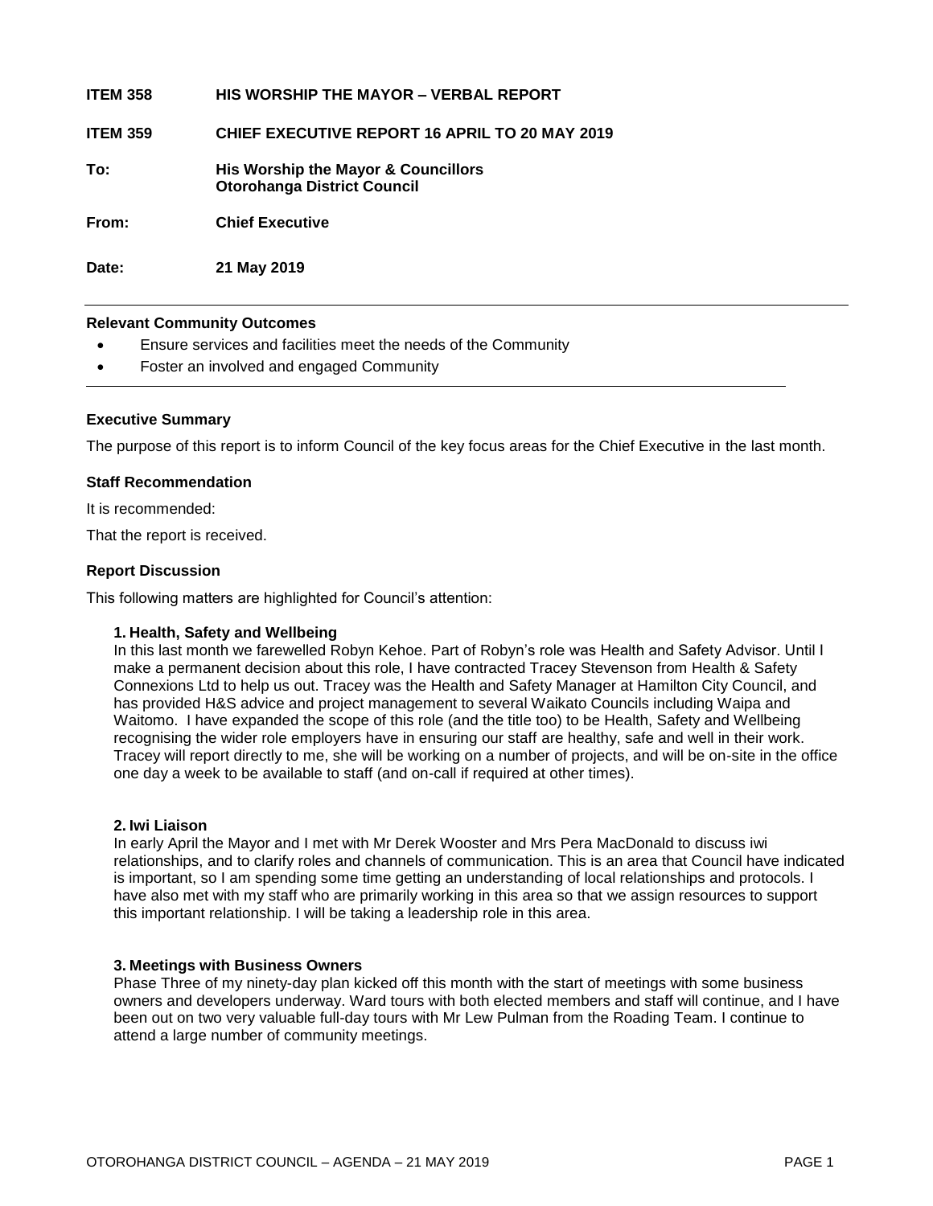**ITEM 358 HIS WORSHIP THE MAYOR – VERBAL REPORT**

**ITEM 359 CHIEF EXECUTIVE REPORT 16 APRIL TO 20 MAY 2019**

**To:** **His Worship the Mayor & Councillors**
**Otorohanga District Council**

**From:** **Chief Executive**

**Date:** **21 May 2019**

---

**Relevant Community Outcomes**

- Ensure services and facilities meet the needs of the Community
- Foster an involved and engaged Community

---

**Executive Summary**

The purpose of this report is to inform Council of the key focus areas for the Chief Executive in the last month.

**Staff Recommendation**

It is recommended:

That the report is received.

**Report Discussion**

This following matters are highlighted for Council's attention:

**1. Health, Safety and Wellbeing**

In this last month we farewelled Robyn Kehoe. Part of Robyn's role was Health and Safety Advisor. Until I make a permanent decision about this role, I have contracted Tracey Stevenson from Health & Safety Connexions Ltd to help us out. Tracey was the Health and Safety Manager at Hamilton City Council, and has provided H&S advice and project management to several Waikato Councils including Waipa and Waitomo. I have expanded the scope of this role (and the title too) to be Health, Safety and Wellbeing recognising the wider role employers have in ensuring our staff are healthy, safe and well in their work. Tracey will report directly to me, she will be working on a number of projects, and will be on-site in the office one day a week to be available to staff (and on-call if required at other times).

**2. Iwi Liaison**

In early April the Mayor and I met with Mr Derek Wooster and Mrs Pera MacDonald to discuss iwi relationships, and to clarify roles and channels of communication. This is an area that Council have indicated is important, so I am spending some time getting an understanding of local relationships and protocols. I have also met with my staff who are primarily working in this area so that we assign resources to support this important relationship. I will be taking a leadership role in this area.

**3. Meetings with Business Owners**

Phase Three of my ninety-day plan kicked off this month with the start of meetings with some business owners and developers underway. Ward tours with both elected members and staff will continue, and I have been out on two very valuable full-day tours with Mr Lew Pulman from the Roading Team. I continue to attend a large number of community meetings.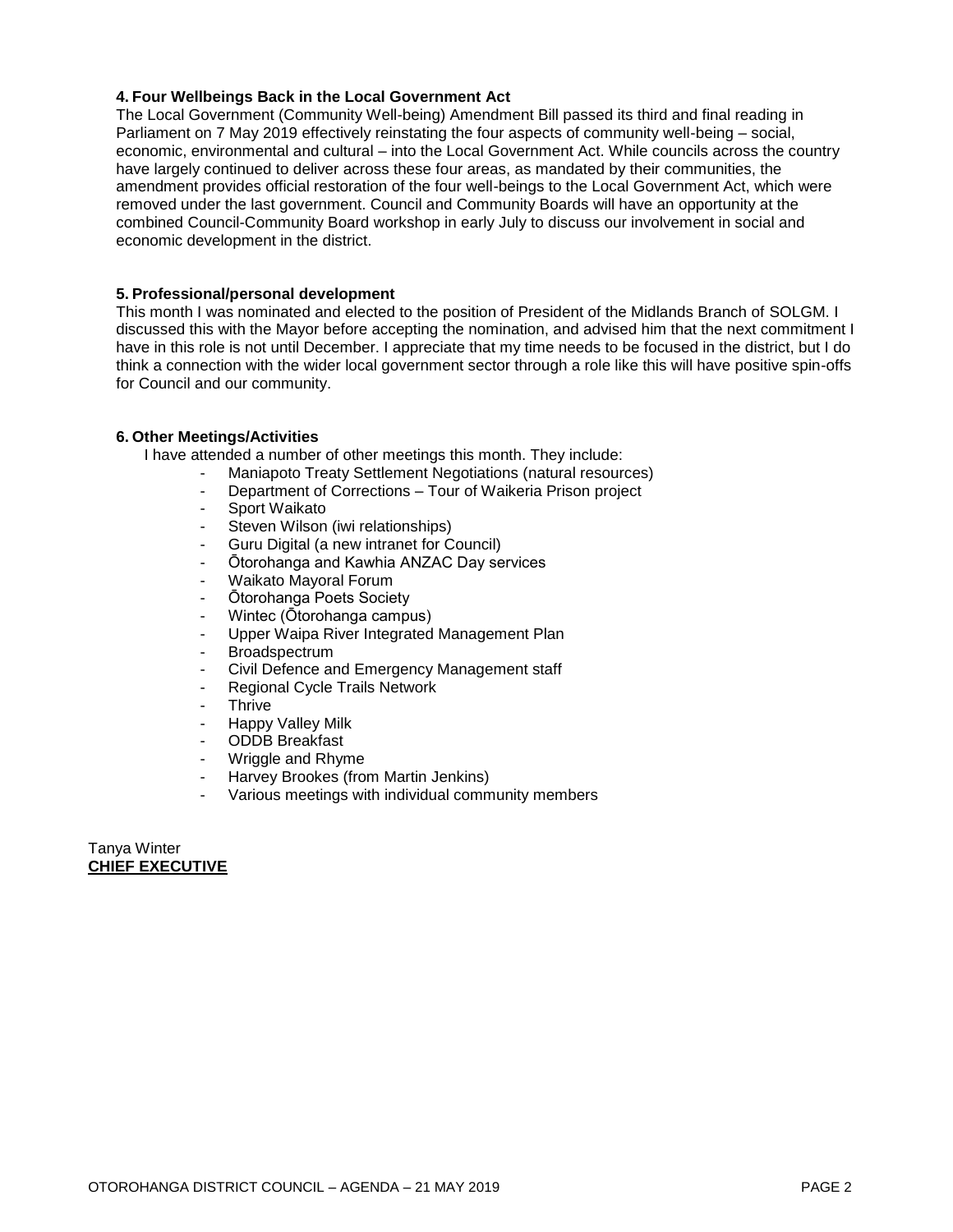### 4. Four Wellbeings Back in the Local Government Act

The Local Government (Community Well-being) Amendment Bill passed its third and final reading in Parliament on 7 May 2019 effectively reinstating the four aspects of community well-being – social, economic, environmental and cultural – into the Local Government Act. While councils across the country have largely continued to deliver across these four areas, as mandated by their communities, the amendment provides official restoration of the four well-beings to the Local Government Act, which were removed under the last government. Council and Community Boards will have an opportunity at the combined Council-Community Board workshop in early July to discuss our involvement in social and economic development in the district.

### 5. Professional/personal development

This month I was nominated and elected to the position of President of the Midlands Branch of SOLGM. I discussed this with the Mayor before accepting the nomination, and advised him that the next commitment I have in this role is not until December. I appreciate that my time needs to be focused in the district, but I do think a connection with the wider local government sector through a role like this will have positive spin-offs for Council and our community.

### 6. Other Meetings/Activities

I have attended a number of other meetings this month. They include:

- Maniapoto Treaty Settlement Negotiations (natural resources)
- Department of Corrections – Tour of Waikeria Prison project
- Sport Waikato
- Steven Wilson (iwi relationships)
- Guru Digital (a new intranet for Council)
- Ōtorohanga and Kawhia ANZAC Day services
- Waikato Mayoral Forum
- Ōtorohanga Poets Society
- Wintec (Ōtorohanga campus)
- Upper Waipa River Integrated Management Plan
- Broadspectrum
- Civil Defence and Emergency Management staff
- Regional Cycle Trails Network
- Thrive
- Happy Valley Milk
- ODDB Breakfast
- Wriggle and Rhyme
- Harvey Brookes (from Martin Jenkins)
- Various meetings with individual community members

Tanya Winter
**CHIEF EXECUTIVE**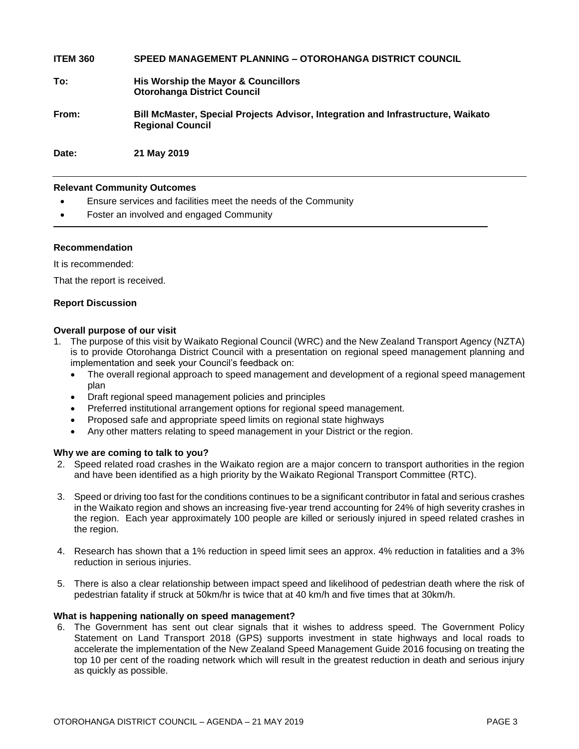**ITEM 360 SPEED MANAGEMENT PLANNING – OTOROHANGA DISTRICT COUNCIL**

**To:** **His Worship the Mayor & Councillors**
**Otorohanga District Council**

**From:** **Bill McMaster, Special Projects Advisor, Integration and Infrastructure, Waikato Regional Council**

**Date:** **21 May 2019**

---

**Relevant Community Outcomes**

- Ensure services and facilities meet the needs of the Community
- Foster an involved and engaged Community

---

**Recommendation**

It is recommended:

That the report is received.

**Report Discussion**

**Overall purpose of our visit**

1. The purpose of this visit by Waikato Regional Council (WRC) and the New Zealand Transport Agency (NZTA) is to provide Otorohanga District Council with a presentation on regional speed management planning and implementation and seek your Council's feedback on:
   - The overall regional approach to speed management and development of a regional speed management plan
   - Draft regional speed management policies and principles
   - Preferred institutional arrangement options for regional speed management.
   - Proposed safe and appropriate speed limits on regional state highways
   - Any other matters relating to speed management in your District or the region.

**Why we are coming to talk to you?**

2. Speed related road crashes in the Waikato region are a major concern to transport authorities in the region and have been identified as a high priority by the Waikato Regional Transport Committee (RTC).

3. Speed or driving too fast for the conditions continues to be a significant contributor in fatal and serious crashes in the Waikato region and shows an increasing five-year trend accounting for 24% of high severity crashes in the region. Each year approximately 100 people are killed or seriously injured in speed related crashes in the region.

4. Research has shown that a 1% reduction in speed limit sees an approx. 4% reduction in fatalities and a 3% reduction in serious injuries.

5. There is also a clear relationship between impact speed and likelihood of pedestrian death where the risk of pedestrian fatality if struck at 50km/hr is twice that at 40 km/h and five times that at 30km/h.

**What is happening nationally on speed management?**

6. The Government has sent out clear signals that it wishes to address speed. The Government Policy Statement on Land Transport 2018 (GPS) supports investment in state highways and local roads to accelerate the implementation of the New Zealand Speed Management Guide 2016 focusing on treating the top 10 per cent of the roading network which will result in the greatest reduction in death and serious injury as quickly as possible.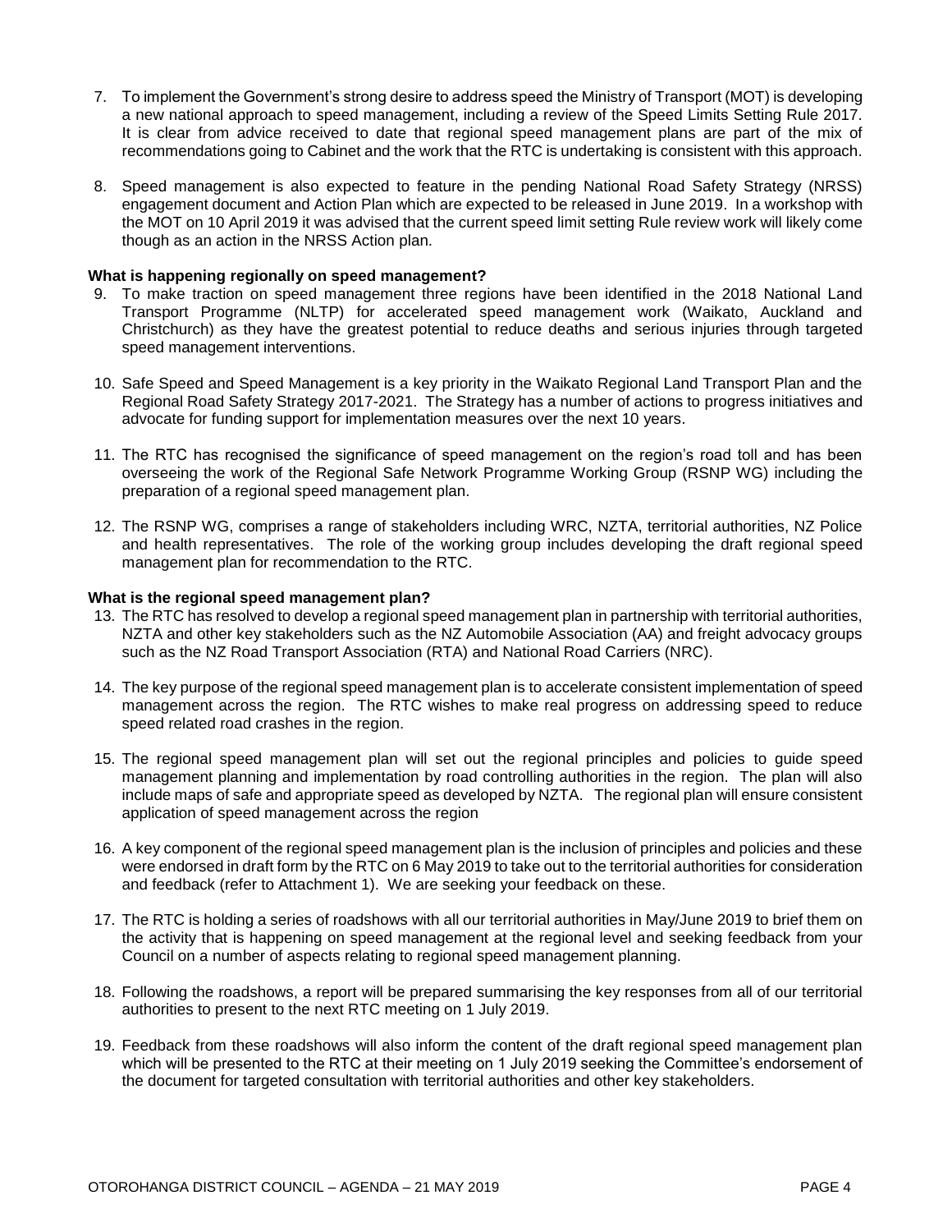7. To implement the Government's strong desire to address speed the Ministry of Transport (MOT) is developing a new national approach to speed management, including a review of the Speed Limits Setting Rule 2017. It is clear from advice received to date that regional speed management plans are part of the mix of recommendations going to Cabinet and the work that the RTC is undertaking is consistent with this approach.

8. Speed management is also expected to feature in the pending National Road Safety Strategy (NRSS) engagement document and Action Plan which are expected to be released in June 2019. In a workshop with the MOT on 10 April 2019 it was advised that the current speed limit setting Rule review work will likely come though as an action in the NRSS Action plan.

**What is happening regionally on speed management?**

9. To make traction on speed management three regions have been identified in the 2018 National Land Transport Programme (NLTP) for accelerated speed management work (Waikato, Auckland and Christchurch) as they have the greatest potential to reduce deaths and serious injuries through targeted speed management interventions.

10. Safe Speed and Speed Management is a key priority in the Waikato Regional Land Transport Plan and the Regional Road Safety Strategy 2017-2021. The Strategy has a number of actions to progress initiatives and advocate for funding support for implementation measures over the next 10 years.

11. The RTC has recognised the significance of speed management on the region's road toll and has been overseeing the work of the Regional Safe Network Programme Working Group (RSNP WG) including the preparation of a regional speed management plan.

12. The RSNP WG, comprises a range of stakeholders including WRC, NZTA, territorial authorities, NZ Police and health representatives. The role of the working group includes developing the draft regional speed management plan for recommendation to the RTC.

**What is the regional speed management plan?**

13. The RTC has resolved to develop a regional speed management plan in partnership with territorial authorities, NZTA and other key stakeholders such as the NZ Automobile Association (AA) and freight advocacy groups such as the NZ Road Transport Association (RTA) and National Road Carriers (NRC).

14. The key purpose of the regional speed management plan is to accelerate consistent implementation of speed management across the region. The RTC wishes to make real progress on addressing speed to reduce speed related road crashes in the region.

15. The regional speed management plan will set out the regional principles and policies to guide speed management planning and implementation by road controlling authorities in the region. The plan will also include maps of safe and appropriate speed as developed by NZTA. The regional plan will ensure consistent application of speed management across the region

16. A key component of the regional speed management plan is the inclusion of principles and policies and these were endorsed in draft form by the RTC on 6 May 2019 to take out to the territorial authorities for consideration and feedback (refer to Attachment 1). We are seeking your feedback on these.

17. The RTC is holding a series of roadshows with all our territorial authorities in May/June 2019 to brief them on the activity that is happening on speed management at the regional level and seeking feedback from your Council on a number of aspects relating to regional speed management planning.

18. Following the roadshows, a report will be prepared summarising the key responses from all of our territorial authorities to present to the next RTC meeting on 1 July 2019.

19. Feedback from these roadshows will also inform the content of the draft regional speed management plan which will be presented to the RTC at their meeting on 1 July 2019 seeking the Committee's endorsement of the document for targeted consultation with territorial authorities and other key stakeholders.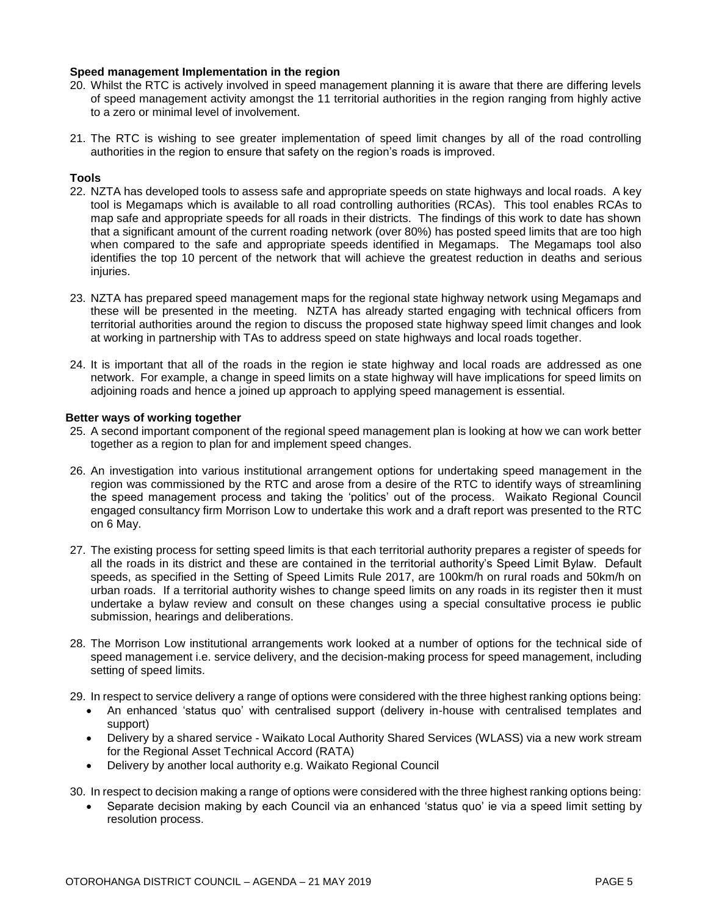**Speed management Implementation in the region**

20. Whilst the RTC is actively involved in speed management planning it is aware that there are differing levels of speed management activity amongst the 11 territorial authorities in the region ranging from highly active to a zero or minimal level of involvement.

21. The RTC is wishing to see greater implementation of speed limit changes by all of the road controlling authorities in the region to ensure that safety on the region's roads is improved.

**Tools**

22. NZTA has developed tools to assess safe and appropriate speeds on state highways and local roads. A key tool is Megamaps which is available to all road controlling authorities (RCAs). This tool enables RCAs to map safe and appropriate speeds for all roads in their districts. The findings of this work to date has shown that a significant amount of the current roading network (over 80%) has posted speed limits that are too high when compared to the safe and appropriate speeds identified in Megamaps. The Megamaps tool also identifies the top 10 percent of the network that will achieve the greatest reduction in deaths and serious injuries.

23. NZTA has prepared speed management maps for the regional state highway network using Megamaps and these will be presented in the meeting. NZTA has already started engaging with technical officers from territorial authorities around the region to discuss the proposed state highway speed limit changes and look at working in partnership with TAs to address speed on state highways and local roads together.

24. It is important that all of the roads in the region ie state highway and local roads are addressed as one network. For example, a change in speed limits on a state highway will have implications for speed limits on adjoining roads and hence a joined up approach to applying speed management is essential.

**Better ways of working together**

25. A second important component of the regional speed management plan is looking at how we can work better together as a region to plan for and implement speed changes.

26. An investigation into various institutional arrangement options for undertaking speed management in the region was commissioned by the RTC and arose from a desire of the RTC to identify ways of streamlining the speed management process and taking the 'politics' out of the process. Waikato Regional Council engaged consultancy firm Morrison Low to undertake this work and a draft report was presented to the RTC on 6 May.

27. The existing process for setting speed limits is that each territorial authority prepares a register of speeds for all the roads in its district and these are contained in the territorial authority's Speed Limit Bylaw. Default speeds, as specified in the Setting of Speed Limits Rule 2017, are 100km/h on rural roads and 50km/h on urban roads. If a territorial authority wishes to change speed limits on any roads in its register then it must undertake a bylaw review and consult on these changes using a special consultative process ie public submission, hearings and deliberations.

28. The Morrison Low institutional arrangements work looked at a number of options for the technical side of speed management i.e. service delivery, and the decision-making process for speed management, including setting of speed limits.

29. In respect to service delivery a range of options were considered with the three highest ranking options being:
    - An enhanced 'status quo' with centralised support (delivery in-house with centralised templates and support)
    - Delivery by a shared service - Waikato Local Authority Shared Services (WLASS) via a new work stream for the Regional Asset Technical Accord (RATA)
    - Delivery by another local authority e.g. Waikato Regional Council

30. In respect to decision making a range of options were considered with the three highest ranking options being:
    - Separate decision making by each Council via an enhanced 'status quo' ie via a speed limit setting by resolution process.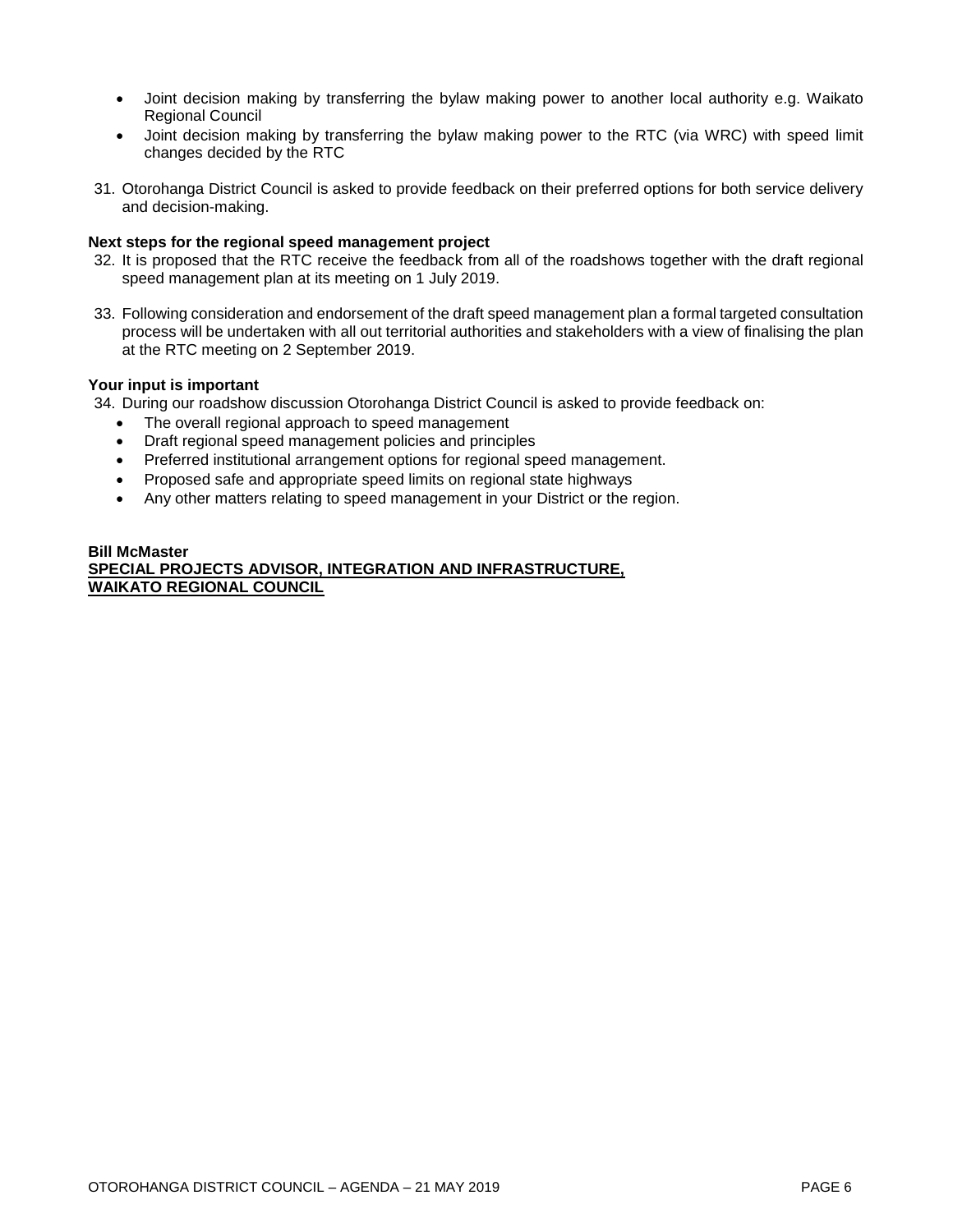- Joint decision making by transferring the bylaw making power to another local authority e.g. Waikato Regional Council
- Joint decision making by transferring the bylaw making power to the RTC (via WRC) with speed limit changes decided by the RTC

31. Otorohanga District Council is asked to provide feedback on their preferred options for both service delivery and decision-making.

**Next steps for the regional speed management project**

32. It is proposed that the RTC receive the feedback from all of the roadshows together with the draft regional speed management plan at its meeting on 1 July 2019.

33. Following consideration and endorsement of the draft speed management plan a formal targeted consultation process will be undertaken with all out territorial authorities and stakeholders with a view of finalising the plan at the RTC meeting on 2 September 2019.

**Your input is important**

34. During our roadshow discussion Otorohanga District Council is asked to provide feedback on:
    - The overall regional approach to speed management
    - Draft regional speed management policies and principles
    - Preferred institutional arrangement options for regional speed management.
    - Proposed safe and appropriate speed limits on regional state highways
    - Any other matters relating to speed management in your District or the region.

**Bill McMaster**
**SPECIAL PROJECTS ADVISOR, INTEGRATION AND INFRASTRUCTURE,**
**WAIKATO REGIONAL COUNCIL**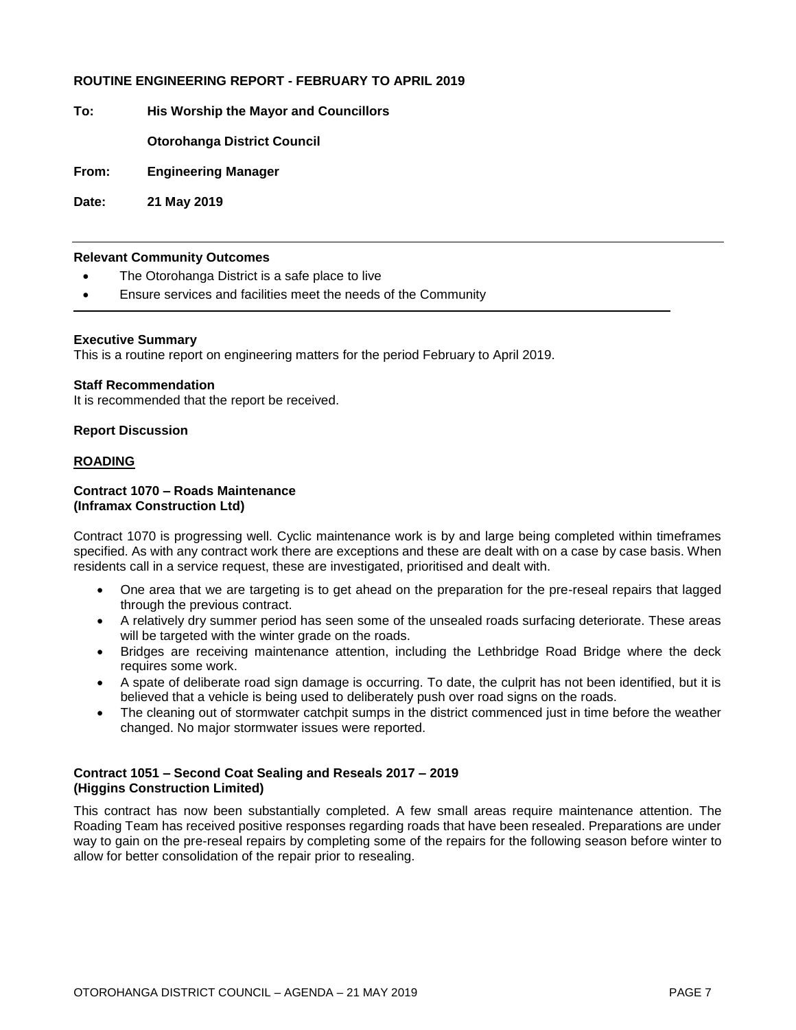## ROUTINE ENGINEERING REPORT - FEBRUARY TO APRIL 2019

**To:** **His Worship the Mayor and Councillors**

**Otorohanga District Council**

**From:** **Engineering Manager**

**Date:** **21 May 2019**

---

**Relevant Community Outcomes**

- The Otorohanga District is a safe place to live
- Ensure services and facilities meet the needs of the Community

---

**Executive Summary**

This is a routine report on engineering matters for the period February to April 2019.

**Staff Recommendation**

It is recommended that the report be received.

**Report Discussion**

**ROADING**

**Contract 1070 – Roads Maintenance (Inframax Construction Ltd)**

Contract 1070 is progressing well. Cyclic maintenance work is by and large being completed within timeframes specified. As with any contract work there are exceptions and these are dealt with on a case by case basis. When residents call in a service request, these are investigated, prioritised and dealt with.

- One area that we are targeting is to get ahead on the preparation for the pre-reseal repairs that lagged through the previous contract.
- A relatively dry summer period has seen some of the unsealed roads surfacing deteriorate. These areas will be targeted with the winter grade on the roads.
- Bridges are receiving maintenance attention, including the Lethbridge Road Bridge where the deck requires some work.
- A spate of deliberate road sign damage is occurring. To date, the culprit has not been identified, but it is believed that a vehicle is being used to deliberately push over road signs on the roads.
- The cleaning out of stormwater catchpit sumps in the district commenced just in time before the weather changed. No major stormwater issues were reported.

**Contract 1051 – Second Coat Sealing and Reseals 2017 – 2019 (Higgins Construction Limited)**

This contract has now been substantially completed. A few small areas require maintenance attention. The Roading Team has received positive responses regarding roads that have been resealed. Preparations are under way to gain on the pre-reseal repairs by completing some of the repairs for the following season before winter to allow for better consolidation of the repair prior to resealing.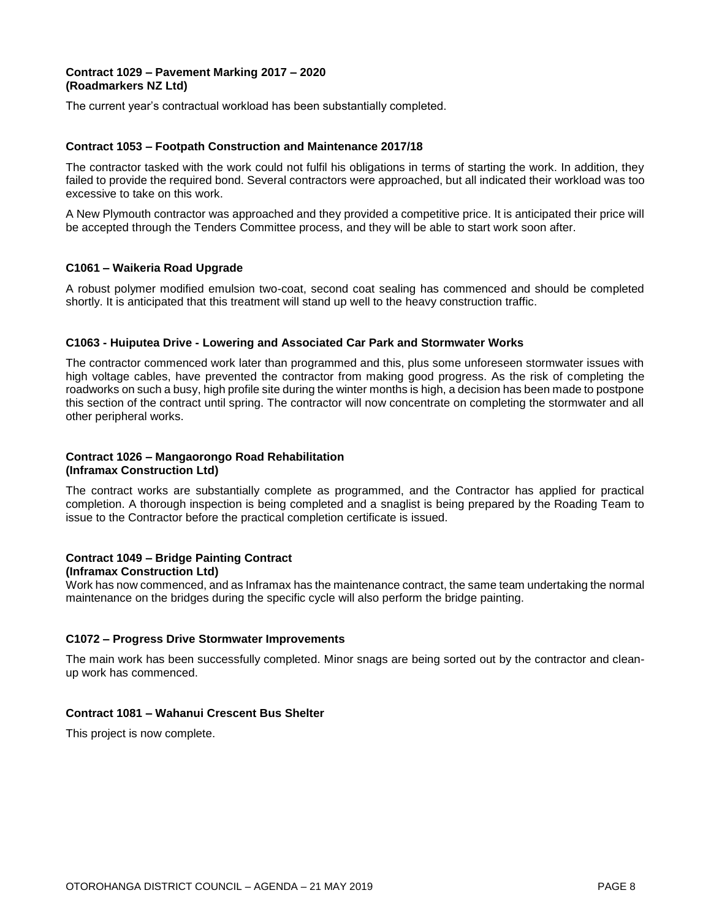**Contract 1029 – Pavement Marking 2017 – 2020**
**(Roadmarkers NZ Ltd)**

The current year's contractual workload has been substantially completed.

**Contract 1053 – Footpath Construction and Maintenance 2017/18**

The contractor tasked with the work could not fulfil his obligations in terms of starting the work. In addition, they failed to provide the required bond. Several contractors were approached, but all indicated their workload was too excessive to take on this work.

A New Plymouth contractor was approached and they provided a competitive price. It is anticipated their price will be accepted through the Tenders Committee process, and they will be able to start work soon after.

**C1061 – Waikeria Road Upgrade**

A robust polymer modified emulsion two-coat, second coat sealing has commenced and should be completed shortly. It is anticipated that this treatment will stand up well to the heavy construction traffic.

**C1063 - Huiputea Drive - Lowering and Associated Car Park and Stormwater Works**

The contractor commenced work later than programmed and this, plus some unforeseen stormwater issues with high voltage cables, have prevented the contractor from making good progress. As the risk of completing the roadworks on such a busy, high profile site during the winter months is high, a decision has been made to postpone this section of the contract until spring. The contractor will now concentrate on completing the stormwater and all other peripheral works.

**Contract 1026 – Mangaorongo Road Rehabilitation**
**(Inframax Construction Ltd)**

The contract works are substantially complete as programmed, and the Contractor has applied for practical completion. A thorough inspection is being completed and a snaglist is being prepared by the Roading Team to issue to the Contractor before the practical completion certificate is issued.

**Contract 1049 – Bridge Painting Contract**
**(Inframax Construction Ltd)**

Work has now commenced, and as Inframax has the maintenance contract, the same team undertaking the normal maintenance on the bridges during the specific cycle will also perform the bridge painting.

**C1072 – Progress Drive Stormwater Improvements**

The main work has been successfully completed. Minor snags are being sorted out by the contractor and clean-up work has commenced.

**Contract 1081 – Wahanui Crescent Bus Shelter**

This project is now complete.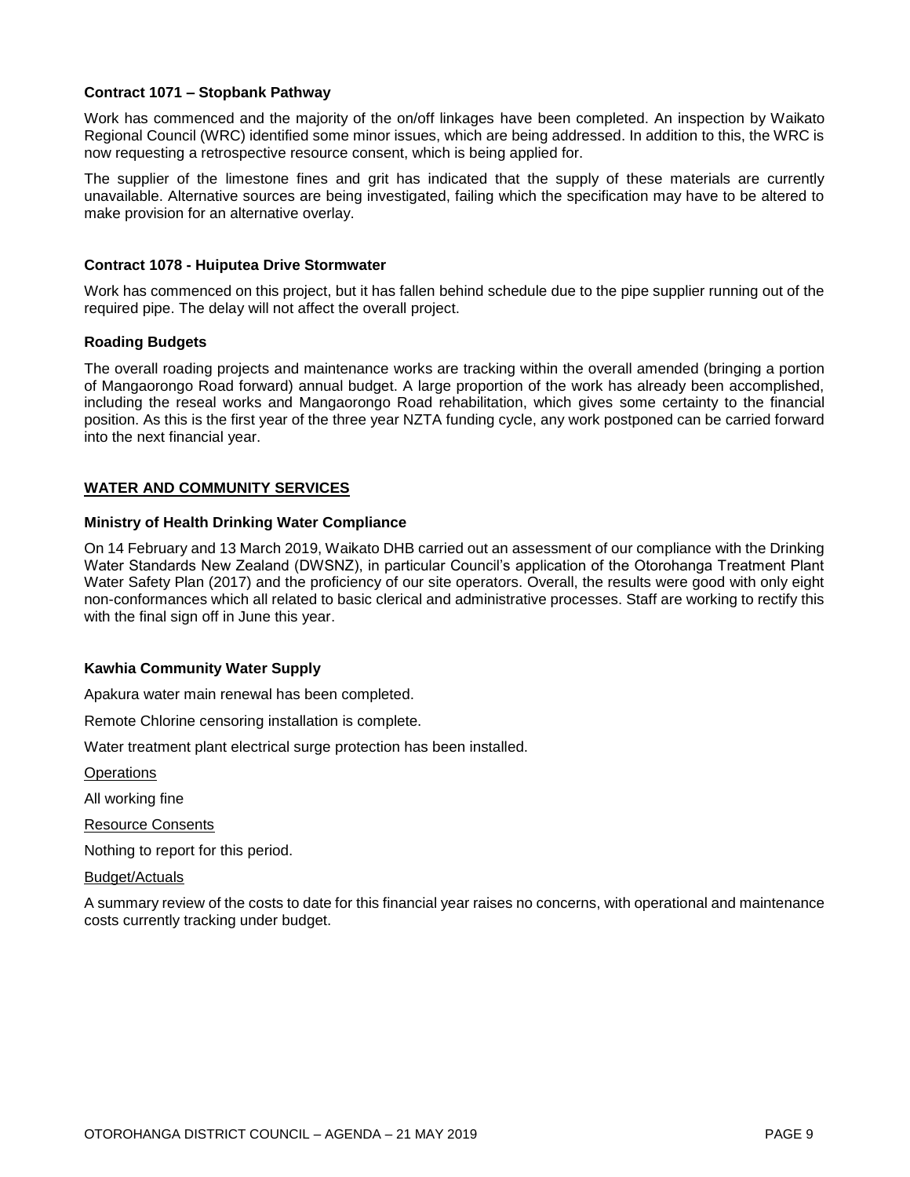**Contract 1071 – Stopbank Pathway**

Work has commenced and the majority of the on/off linkages have been completed. An inspection by Waikato Regional Council (WRC) identified some minor issues, which are being addressed. In addition to this, the WRC is now requesting a retrospective resource consent, which is being applied for.

The supplier of the limestone fines and grit has indicated that the supply of these materials are currently unavailable. Alternative sources are being investigated, failing which the specification may have to be altered to make provision for an alternative overlay.

**Contract 1078 - Huiputea Drive Stormwater**

Work has commenced on this project, but it has fallen behind schedule due to the pipe supplier running out of the required pipe. The delay will not affect the overall project.

**Roading Budgets**

The overall roading projects and maintenance works are tracking within the overall amended (bringing a portion of Mangaorongo Road forward) annual budget. A large proportion of the work has already been accomplished, including the reseal works and Mangaorongo Road rehabilitation, which gives some certainty to the financial position. As this is the first year of the three year NZTA funding cycle, any work postponed can be carried forward into the next financial year.

## WATER AND COMMUNITY SERVICES

**Ministry of Health Drinking Water Compliance**

On 14 February and 13 March 2019, Waikato DHB carried out an assessment of our compliance with the Drinking Water Standards New Zealand (DWSNZ), in particular Council's application of the Otorohanga Treatment Plant Water Safety Plan (2017) and the proficiency of our site operators. Overall, the results were good with only eight non-conformances which all related to basic clerical and administrative processes. Staff are working to rectify this with the final sign off in June this year.

**Kawhia Community Water Supply**

Apakura water main renewal has been completed.

Remote Chlorine censoring installation is complete.

Water treatment plant electrical surge protection has been installed.

Operations

All working fine

Resource Consents

Nothing to report for this period.

Budget/Actuals

A summary review of the costs to date for this financial year raises no concerns, with operational and maintenance costs currently tracking under budget.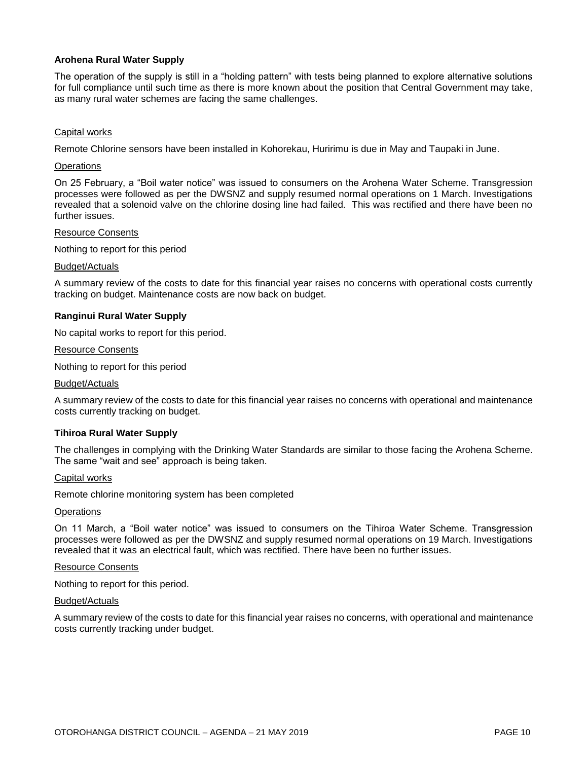**Arohena Rural Water Supply**

The operation of the supply is still in a "holding pattern" with tests being planned to explore alternative solutions for full compliance until such time as there is more known about the position that Central Government may take, as many rural water schemes are facing the same challenges.

Capital works

Remote Chlorine sensors have been installed in Kohorekau, Huririmu is due in May and Taupaki in June.

Operations

On 25 February, a "Boil water notice" was issued to consumers on the Arohena Water Scheme. Transgression processes were followed as per the DWSNZ and supply resumed normal operations on 1 March. Investigations revealed that a solenoid valve on the chlorine dosing line had failed. This was rectified and there have been no further issues.

Resource Consents

Nothing to report for this period

Budget/Actuals

A summary review of the costs to date for this financial year raises no concerns with operational costs currently tracking on budget. Maintenance costs are now back on budget.

**Ranginui Rural Water Supply**

No capital works to report for this period.

Resource Consents

Nothing to report for this period

Budget/Actuals

A summary review of the costs to date for this financial year raises no concerns with operational and maintenance costs currently tracking on budget.

**Tihiroa Rural Water Supply**

The challenges in complying with the Drinking Water Standards are similar to those facing the Arohena Scheme. The same "wait and see" approach is being taken.

Capital works

Remote chlorine monitoring system has been completed

Operations

On 11 March, a "Boil water notice" was issued to consumers on the Tihiroa Water Scheme. Transgression processes were followed as per the DWSNZ and supply resumed normal operations on 19 March. Investigations revealed that it was an electrical fault, which was rectified. There have been no further issues.

Resource Consents

Nothing to report for this period.

Budget/Actuals

A summary review of the costs to date for this financial year raises no concerns, with operational and maintenance costs currently tracking under budget.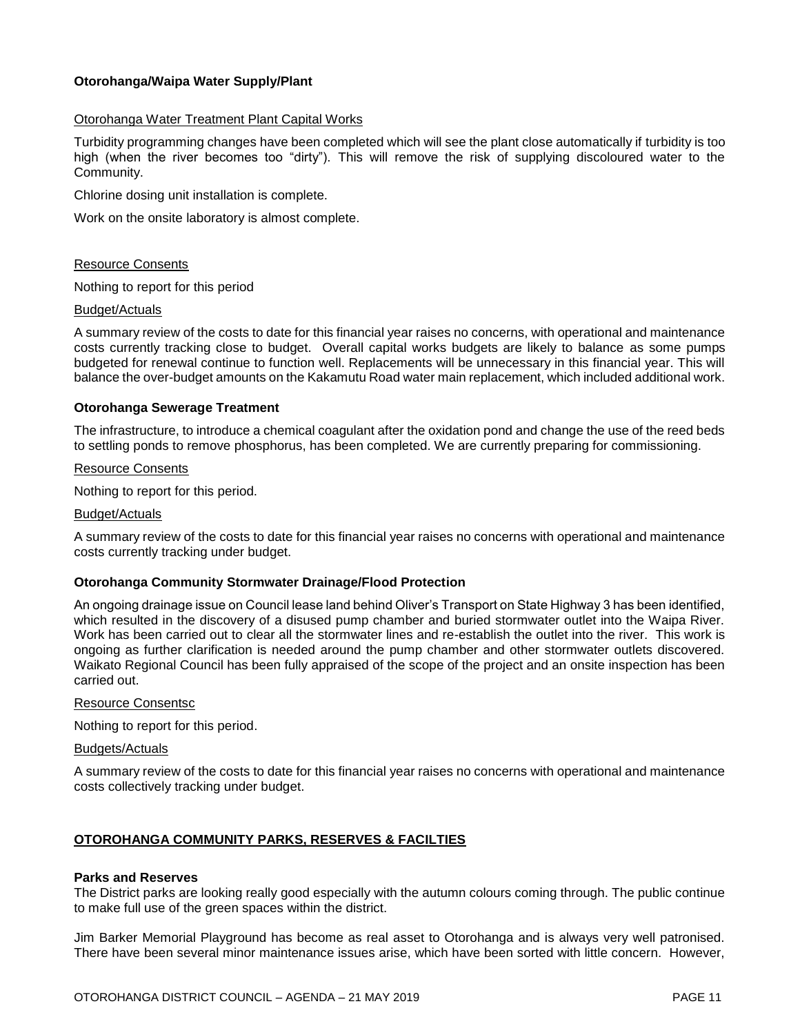### Otorohanga/Waipa Water Supply/Plant

Otorohanga Water Treatment Plant Capital Works

Turbidity programming changes have been completed which will see the plant close automatically if turbidity is too high (when the river becomes too "dirty"). This will remove the risk of supplying discoloured water to the Community.

Chlorine dosing unit installation is complete.

Work on the onsite laboratory is almost complete.

Resource Consents

Nothing to report for this period

Budget/Actuals

A summary review of the costs to date for this financial year raises no concerns, with operational and maintenance costs currently tracking close to budget. Overall capital works budgets are likely to balance as some pumps budgeted for renewal continue to function well. Replacements will be unnecessary in this financial year. This will balance the over-budget amounts on the Kakamutu Road water main replacement, which included additional work.

### Otorohanga Sewerage Treatment

The infrastructure, to introduce a chemical coagulant after the oxidation pond and change the use of the reed beds to settling ponds to remove phosphorus, has been completed. We are currently preparing for commissioning.

Resource Consents

Nothing to report for this period.

Budget/Actuals

A summary review of the costs to date for this financial year raises no concerns with operational and maintenance costs currently tracking under budget.

### Otorohanga Community Stormwater Drainage/Flood Protection

An ongoing drainage issue on Council lease land behind Oliver's Transport on State Highway 3 has been identified, which resulted in the discovery of a disused pump chamber and buried stormwater outlet into the Waipa River. Work has been carried out to clear all the stormwater lines and re-establish the outlet into the river. This work is ongoing as further clarification is needed around the pump chamber and other stormwater outlets discovered. Waikato Regional Council has been fully appraised of the scope of the project and an onsite inspection has been carried out.

Resource Consentsc

Nothing to report for this period.

Budgets/Actuals

A summary review of the costs to date for this financial year raises no concerns with operational and maintenance costs collectively tracking under budget.

## OTOROHANGA COMMUNITY PARKS, RESERVES & FACILTIES

### Parks and Reserves

The District parks are looking really good especially with the autumn colours coming through. The public continue to make full use of the green spaces within the district.

Jim Barker Memorial Playground has become as real asset to Otorohanga and is always very well patronised. There have been several minor maintenance issues arise, which have been sorted with little concern. However,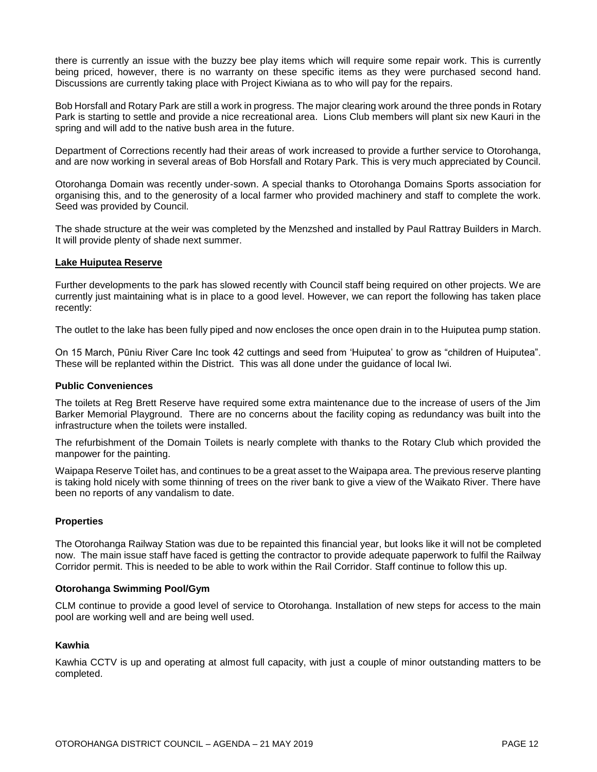there is currently an issue with the buzzy bee play items which will require some repair work. This is currently being priced, however, there is no warranty on these specific items as they were purchased second hand. Discussions are currently taking place with Project Kiwiana as to who will pay for the repairs.

Bob Horsfall and Rotary Park are still a work in progress. The major clearing work around the three ponds in Rotary Park is starting to settle and provide a nice recreational area. Lions Club members will plant six new Kauri in the spring and will add to the native bush area in the future.

Department of Corrections recently had their areas of work increased to provide a further service to Otorohanga, and are now working in several areas of Bob Horsfall and Rotary Park. This is very much appreciated by Council.

Otorohanga Domain was recently under-sown. A special thanks to Otorohanga Domains Sports association for organising this, and to the generosity of a local farmer who provided machinery and staff to complete the work. Seed was provided by Council.

The shade structure at the weir was completed by the Menzshed and installed by Paul Rattray Builders in March. It will provide plenty of shade next summer.

**Lake Huiputea Reserve**

Further developments to the park has slowed recently with Council staff being required on other projects. We are currently just maintaining what is in place to a good level. However, we can report the following has taken place recently:

The outlet to the lake has been fully piped and now encloses the once open drain in to the Huiputea pump station.

On 15 March, Pūniu River Care Inc took 42 cuttings and seed from 'Huiputea' to grow as "children of Huiputea". These will be replanted within the District. This was all done under the guidance of local Iwi.

### Public Conveniences

The toilets at Reg Brett Reserve have required some extra maintenance due to the increase of users of the Jim Barker Memorial Playground. There are no concerns about the facility coping as redundancy was built into the infrastructure when the toilets were installed.

The refurbishment of the Domain Toilets is nearly complete with thanks to the Rotary Club which provided the manpower for the painting.

Waipapa Reserve Toilet has, and continues to be a great asset to the Waipapa area. The previous reserve planting is taking hold nicely with some thinning of trees on the river bank to give a view of the Waikato River. There have been no reports of any vandalism to date.

### Properties

The Otorohanga Railway Station was due to be repainted this financial year, but looks like it will not be completed now. The main issue staff have faced is getting the contractor to provide adequate paperwork to fulfil the Railway Corridor permit. This is needed to be able to work within the Rail Corridor. Staff continue to follow this up.

### Otorohanga Swimming Pool/Gym

CLM continue to provide a good level of service to Otorohanga. Installation of new steps for access to the main pool are working well and are being well used.

### Kawhia

Kawhia CCTV is up and operating at almost full capacity, with just a couple of minor outstanding matters to be completed.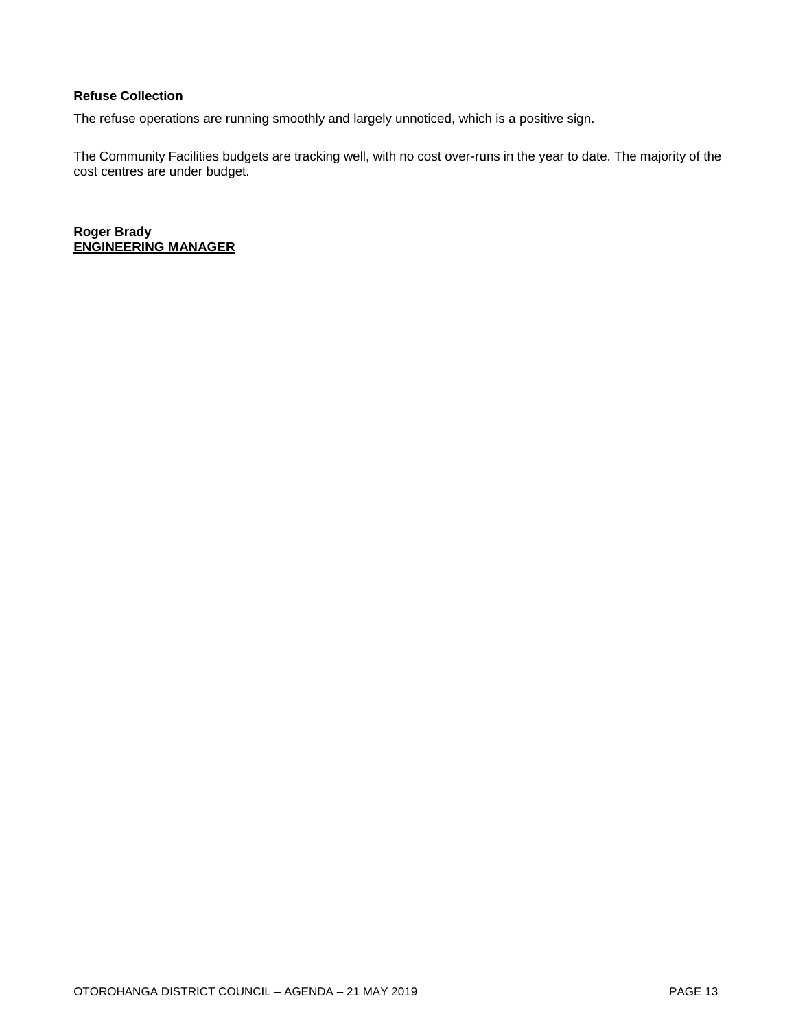**Refuse Collection**

The refuse operations are running smoothly and largely unnoticed, which is a positive sign.

The Community Facilities budgets are tracking well, with no cost over-runs in the year to date. The majority of the cost centres are under budget.

**Roger Brady**
**<u>ENGINEERING MANAGER</u>**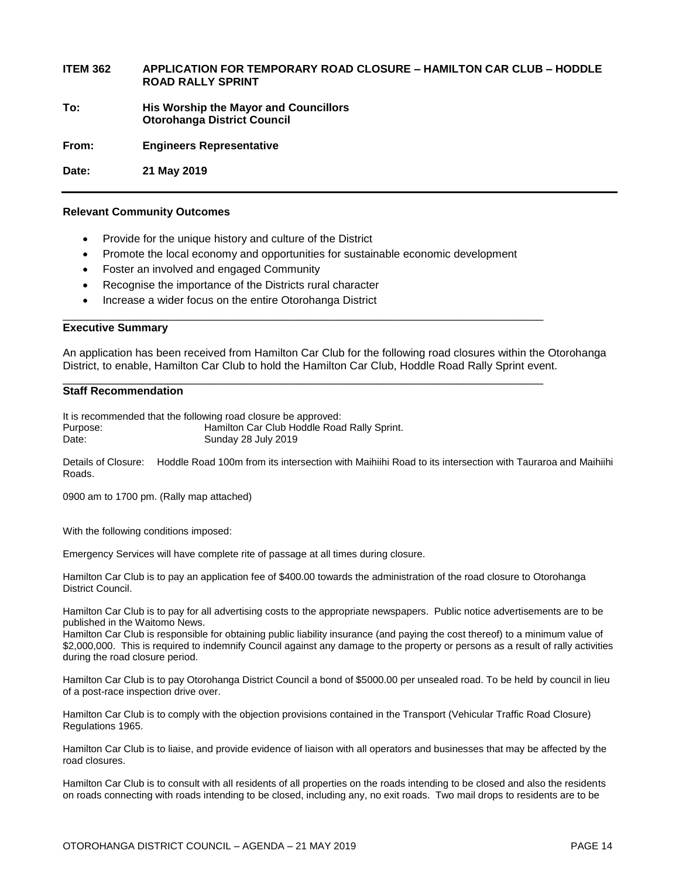**ITEM 362 APPLICATION FOR TEMPORARY ROAD CLOSURE – HAMILTON CAR CLUB – HODDLE ROAD RALLY SPRINT**

**To:** **His Worship the Mayor and Councillors**
**Otorohanga District Council**

**From:** **Engineers Representative**

**Date:** **21 May 2019**

---

**Relevant Community Outcomes**

- Provide for the unique history and culture of the District
- Promote the local economy and opportunities for sustainable economic development
- Foster an involved and engaged Community
- Recognise the importance of the Districts rural character
- Increase a wider focus on the entire Otorohanga District

---

**Executive Summary**

An application has been received from Hamilton Car Club for the following road closures within the Otorohanga District, to enable, Hamilton Car Club to hold the Hamilton Car Club, Hoddle Road Rally Sprint event.

---

**Staff Recommendation**

It is recommended that the following road closure be approved:

Purpose: Hamilton Car Club Hoddle Road Rally Sprint.
Date: Sunday 28 July 2019

Details of Closure: Hoddle Road 100m from its intersection with Maihiihi Road to its intersection with Tauraroa and Maihiihi Roads.

0900 am to 1700 pm. (Rally map attached)

With the following conditions imposed:

Emergency Services will have complete rite of passage at all times during closure.

Hamilton Car Club is to pay an application fee of $400.00 towards the administration of the road closure to Otorohanga District Council.

Hamilton Car Club is to pay for all advertising costs to the appropriate newspapers. Public notice advertisements are to be published in the Waitomo News.
Hamilton Car Club is responsible for obtaining public liability insurance (and paying the cost thereof) to a minimum value of $2,000,000. This is required to indemnify Council against any damage to the property or persons as a result of rally activities during the road closure period.

Hamilton Car Club is to pay Otorohanga District Council a bond of $5000.00 per unsealed road. To be held by council in lieu of a post-race inspection drive over.

Hamilton Car Club is to comply with the objection provisions contained in the Transport (Vehicular Traffic Road Closure) Regulations 1965.

Hamilton Car Club is to liaise, and provide evidence of liaison with all operators and businesses that may be affected by the road closures.

Hamilton Car Club is to consult with all residents of all properties on the roads intending to be closed and also the residents on roads connecting with roads intending to be closed, including any, no exit roads. Two mail drops to residents are to be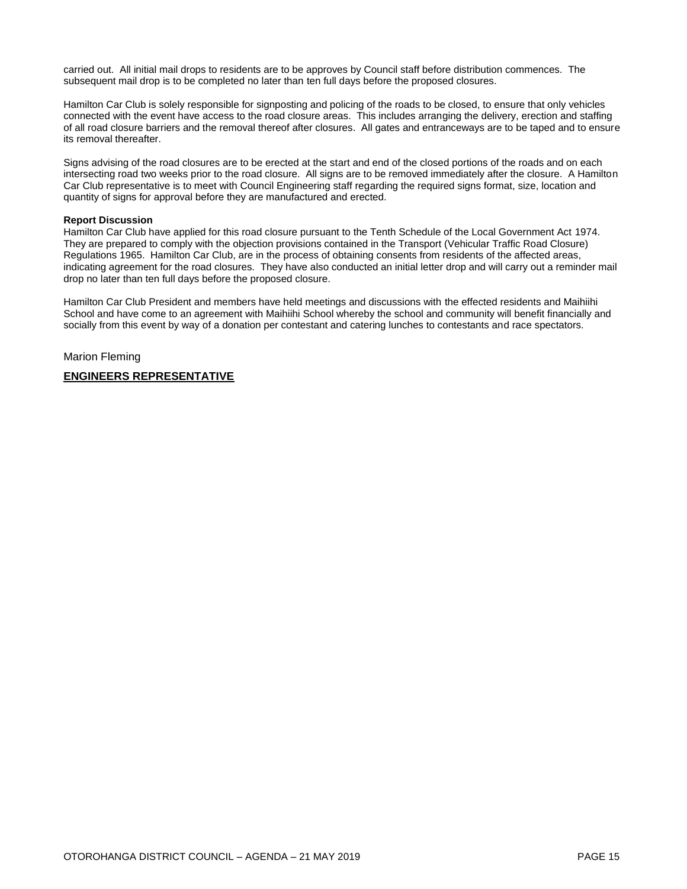carried out. All initial mail drops to residents are to be approves by Council staff before distribution commences. The subsequent mail drop is to be completed no later than ten full days before the proposed closures.

Hamilton Car Club is solely responsible for signposting and policing of the roads to be closed, to ensure that only vehicles connected with the event have access to the road closure areas. This includes arranging the delivery, erection and staffing of all road closure barriers and the removal thereof after closures. All gates and entranceways are to be taped and to ensure its removal thereafter.

Signs advising of the road closures are to be erected at the start and end of the closed portions of the roads and on each intersecting road two weeks prior to the road closure. All signs are to be removed immediately after the closure. A Hamilton Car Club representative is to meet with Council Engineering staff regarding the required signs format, size, location and quantity of signs for approval before they are manufactured and erected.

**Report Discussion**

Hamilton Car Club have applied for this road closure pursuant to the Tenth Schedule of the Local Government Act 1974. They are prepared to comply with the objection provisions contained in the Transport (Vehicular Traffic Road Closure) Regulations 1965. Hamilton Car Club, are in the process of obtaining consents from residents of the affected areas, indicating agreement for the road closures. They have also conducted an initial letter drop and will carry out a reminder mail drop no later than ten full days before the proposed closure.

Hamilton Car Club President and members have held meetings and discussions with the effected residents and Maihiihi School and have come to an agreement with Maihiihi School whereby the school and community will benefit financially and socially from this event by way of a donation per contestant and catering lunches to contestants and race spectators.

Marion Fleming

**ENGINEERS REPRESENTATIVE**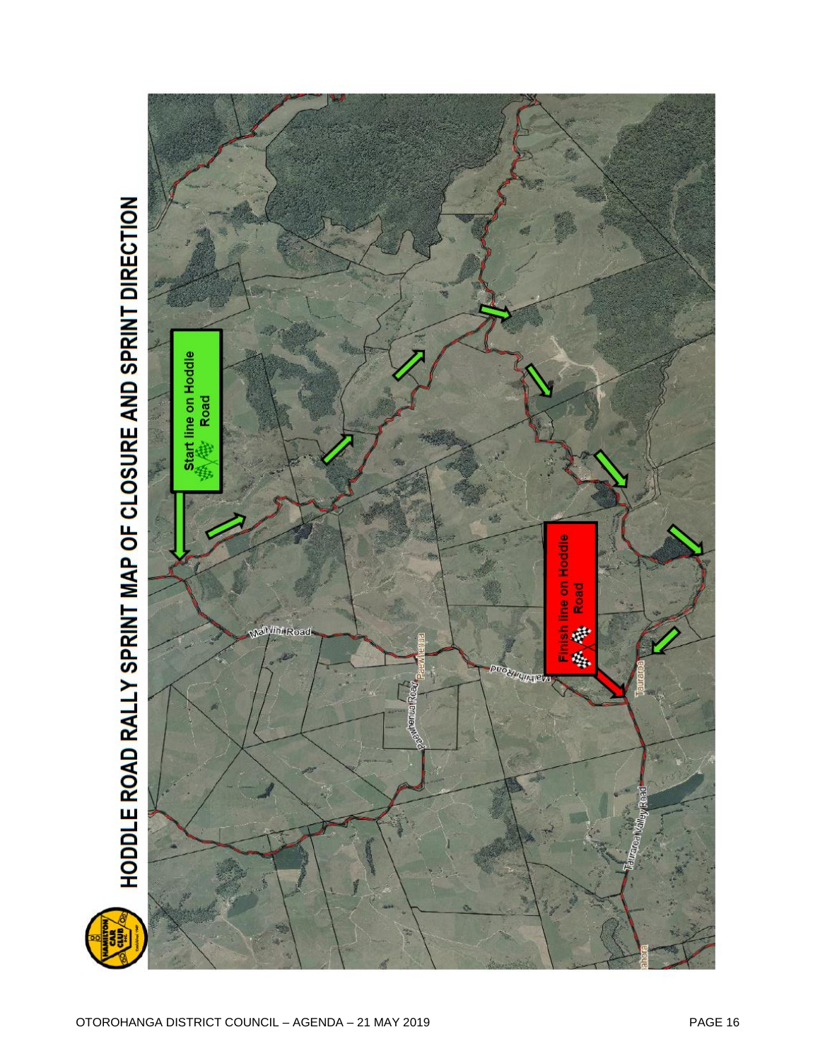# HODDLE ROAD RALLY SPRINT MAP OF CLOSURE AND SPRINT DIRECTION

Start line on Hoddle Road

Finish line on Hoddle Road

Maihihi Road

Paewhenua Road

Taurarua

Taurarua Valley Road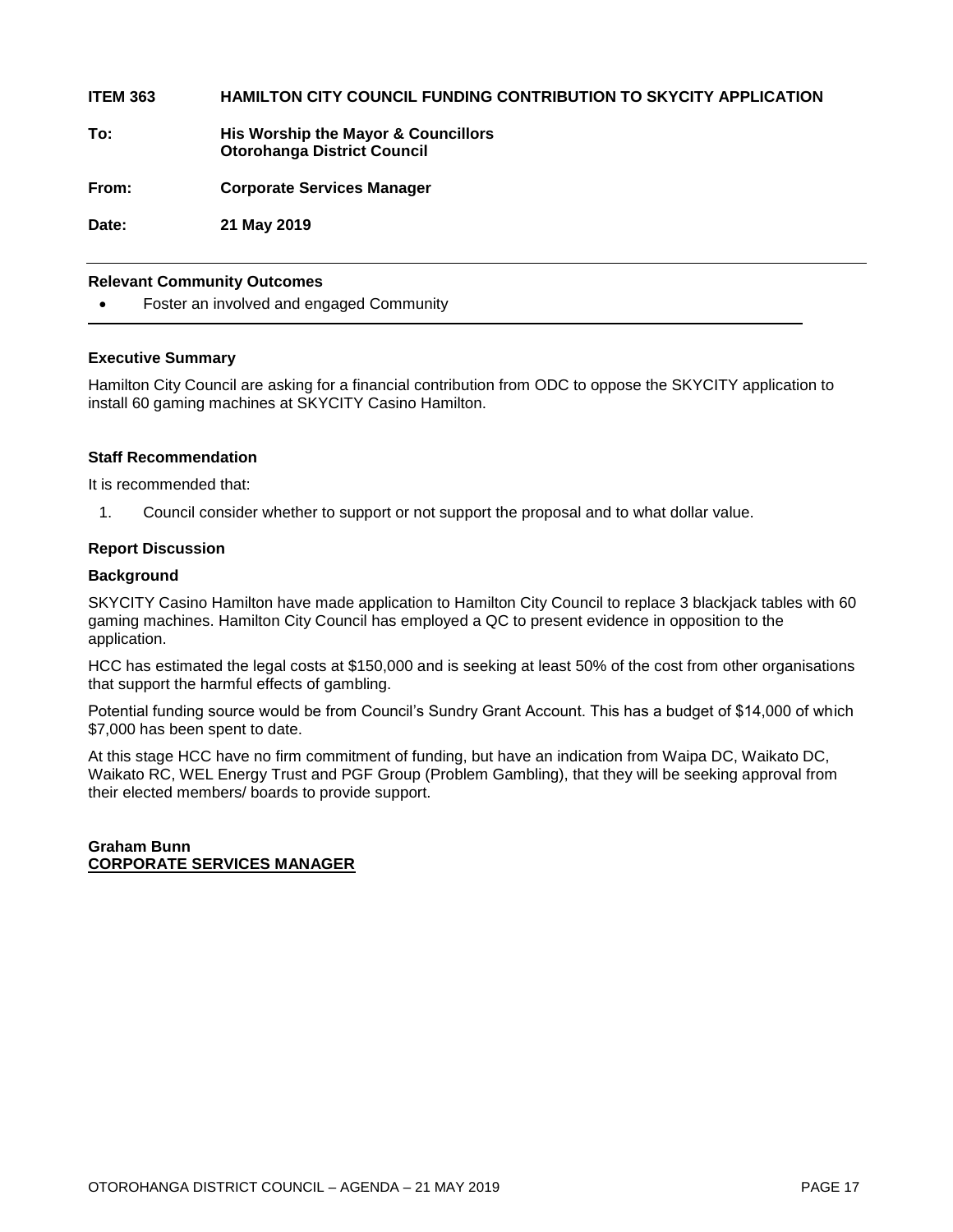**ITEM 363 HAMILTON CITY COUNCIL FUNDING CONTRIBUTION TO SKYCITY APPLICATION**

**To:** **His Worship the Mayor & Councillors**
**Otorohanga District Council**

**From:** **Corporate Services Manager**

**Date:** **21 May 2019**

---

**Relevant Community Outcomes**

- Foster an involved and engaged Community

---

**Executive Summary**

Hamilton City Council are asking for a financial contribution from ODC to oppose the SKYCITY application to install 60 gaming machines at SKYCITY Casino Hamilton.

**Staff Recommendation**

It is recommended that:

1. Council consider whether to support or not support the proposal and to what dollar value.

**Report Discussion**

**Background**

SKYCITY Casino Hamilton have made application to Hamilton City Council to replace 3 blackjack tables with 60 gaming machines. Hamilton City Council has employed a QC to present evidence in opposition to the application.

HCC has estimated the legal costs at $150,000 and is seeking at least 50% of the cost from other organisations that support the harmful effects of gambling.

Potential funding source would be from Council's Sundry Grant Account. This has a budget of $14,000 of which $7,000 has been spent to date.

At this stage HCC have no firm commitment of funding, but have an indication from Waipa DC, Waikato DC, Waikato RC, WEL Energy Trust and PGF Group (Problem Gambling), that they will be seeking approval from their elected members/ boards to provide support.

**Graham Bunn**
**CORPORATE SERVICES MANAGER**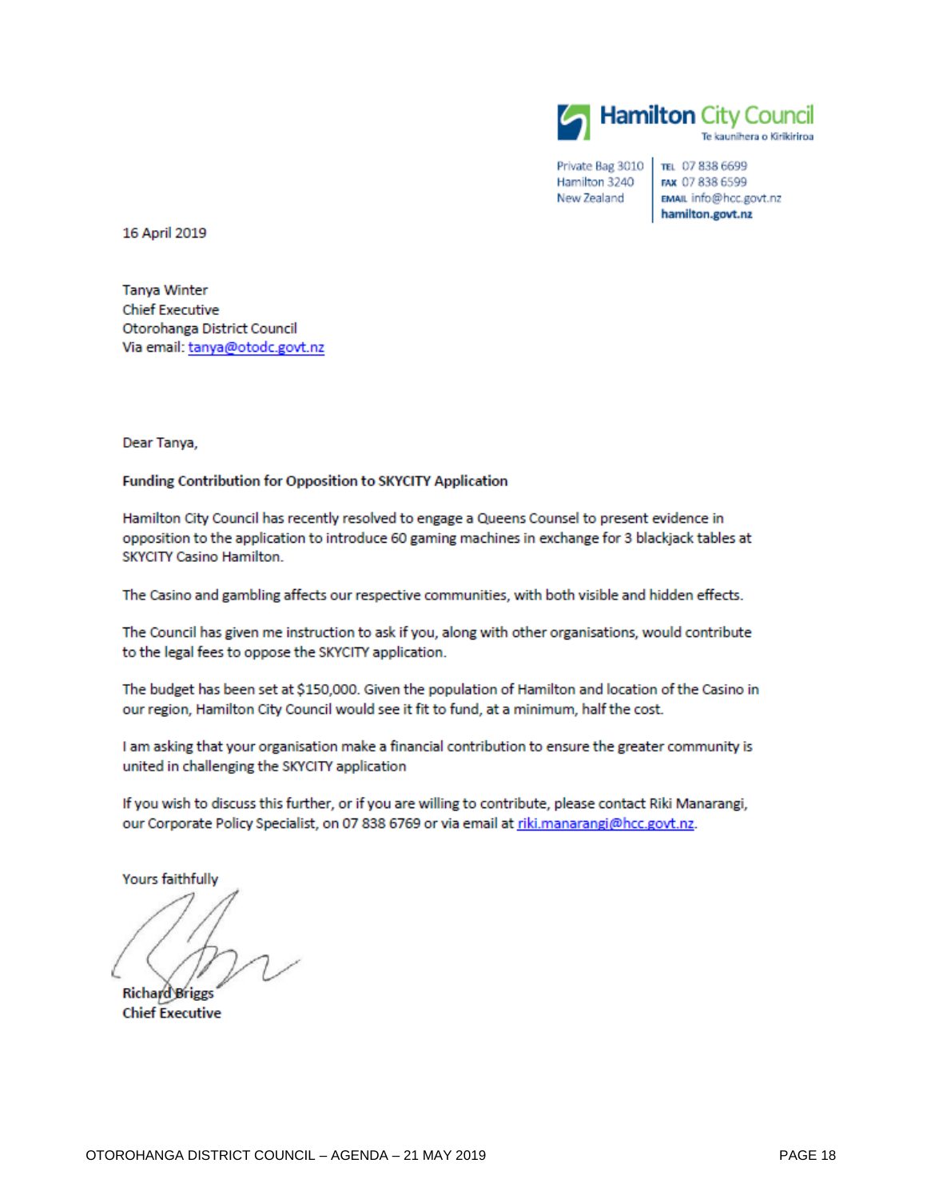**Hamilton City Council**
Te kaunihera o Kirikiriroa

Private Bag 3010
Hamilton 3240
New Zealand

TEL 07 838 6699
FAX 07 838 6599
EMAIL info@hcc.govt.nz
hamilton.govt.nz

16 April 2019

Tanya Winter
Chief Executive
Otorohanga District Council
Via email: tanya@otodc.govt.nz

Dear Tanya,

**Funding Contribution for Opposition to SKYCITY Application**

Hamilton City Council has recently resolved to engage a Queens Counsel to present evidence in opposition to the application to introduce 60 gaming machines in exchange for 3 blackjack tables at SKYCITY Casino Hamilton.

The Casino and gambling affects our respective communities, with both visible and hidden effects.

The Council has given me instruction to ask if you, along with other organisations, would contribute to the legal fees to oppose the SKYCITY application.

The budget has been set at $150,000. Given the population of Hamilton and location of the Casino in our region, Hamilton City Council would see it fit to fund, at a minimum, half the cost.

I am asking that your organisation make a financial contribution to ensure the greater community is united in challenging the SKYCITY application

If you wish to discuss this further, or if you are willing to contribute, please contact Riki Manarangi, our Corporate Policy Specialist, on 07 838 6769 or via email at riki.manarangi@hcc.govt.nz.

Yours faithfully

**Richard Briggs**
**Chief Executive**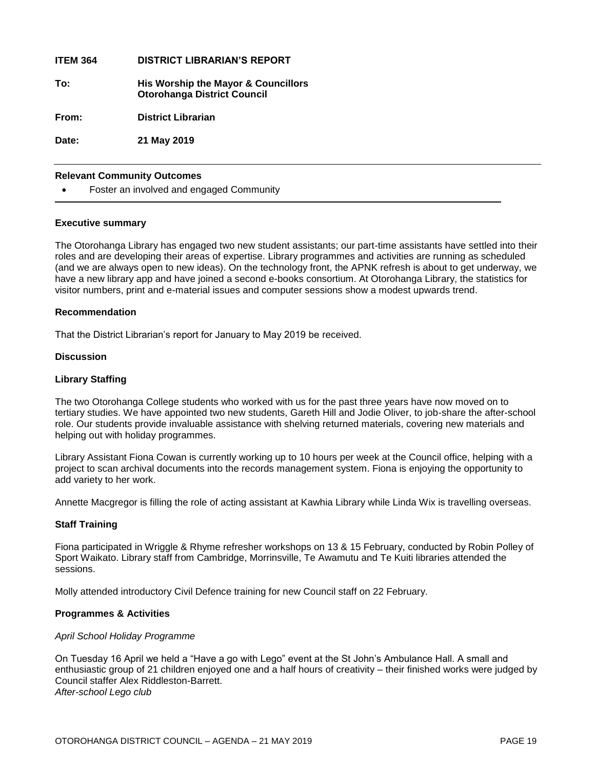**ITEM 364 DISTRICT LIBRARIAN'S REPORT**

**To: His Worship the Mayor & Councillors**
**Otorohanga District Council**

**From: District Librarian**

**Date: 21 May 2019**

---

**Relevant Community Outcomes**

- Foster an involved and engaged Community

---

**Executive summary**

The Otorohanga Library has engaged two new student assistants; our part-time assistants have settled into their roles and are developing their areas of expertise. Library programmes and activities are running as scheduled (and we are always open to new ideas). On the technology front, the APNK refresh is about to get underway, we have a new library app and have joined a second e-books consortium. At Otorohanga Library, the statistics for visitor numbers, print and e-material issues and computer sessions show a modest upwards trend.

**Recommendation**

That the District Librarian's report for January to May 2019 be received.

**Discussion**

**Library Staffing**

The two Otorohanga College students who worked with us for the past three years have now moved on to tertiary studies. We have appointed two new students, Gareth Hill and Jodie Oliver, to job-share the after-school role. Our students provide invaluable assistance with shelving returned materials, covering new materials and helping out with holiday programmes.

Library Assistant Fiona Cowan is currently working up to 10 hours per week at the Council office, helping with a project to scan archival documents into the records management system. Fiona is enjoying the opportunity to add variety to her work.

Annette Macgregor is filling the role of acting assistant at Kawhia Library while Linda Wix is travelling overseas.

**Staff Training**

Fiona participated in Wriggle & Rhyme refresher workshops on 13 & 15 February, conducted by Robin Polley of Sport Waikato. Library staff from Cambridge, Morrinsville, Te Awamutu and Te Kuiti libraries attended the sessions.

Molly attended introductory Civil Defence training for new Council staff on 22 February.

**Programmes & Activities**

*April School Holiday Programme*

On Tuesday 16 April we held a "Have a go with Lego" event at the St John's Ambulance Hall. A small and enthusiastic group of 21 children enjoyed one and a half hours of creativity – their finished works were judged by Council staffer Alex Riddleston-Barrett.

*After-school Lego club*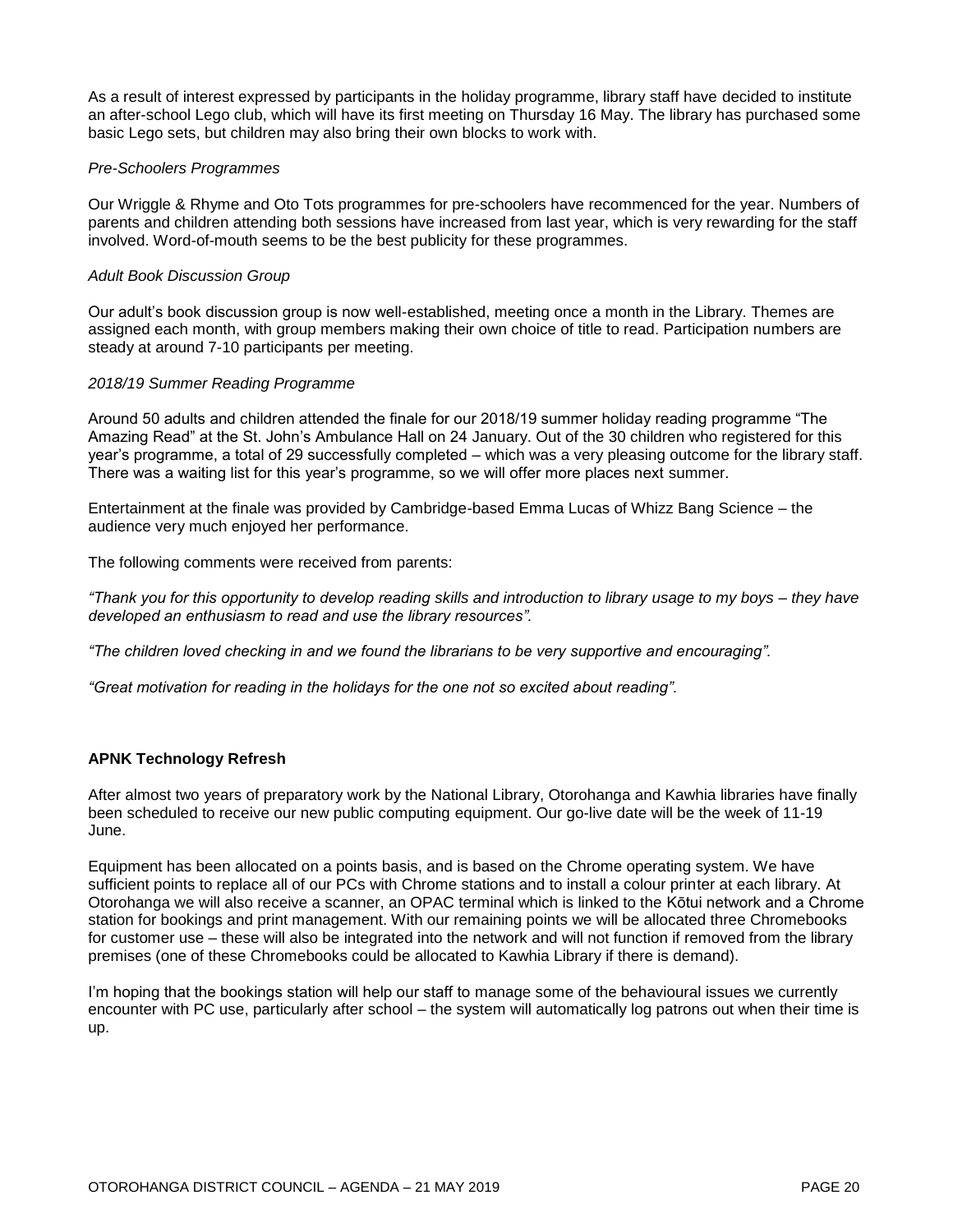As a result of interest expressed by participants in the holiday programme, library staff have decided to institute an after-school Lego club, which will have its first meeting on Thursday 16 May. The library has purchased some basic Lego sets, but children may also bring their own blocks to work with.

*Pre-Schoolers Programmes*

Our Wriggle & Rhyme and Oto Tots programmes for pre-schoolers have recommenced for the year. Numbers of parents and children attending both sessions have increased from last year, which is very rewarding for the staff involved. Word-of-mouth seems to be the best publicity for these programmes.

*Adult Book Discussion Group*

Our adult's book discussion group is now well-established, meeting once a month in the Library. Themes are assigned each month, with group members making their own choice of title to read. Participation numbers are steady at around 7-10 participants per meeting.

*2018/19 Summer Reading Programme*

Around 50 adults and children attended the finale for our 2018/19 summer holiday reading programme "The Amazing Read" at the St. John's Ambulance Hall on 24 January. Out of the 30 children who registered for this year's programme, a total of 29 successfully completed – which was a very pleasing outcome for the library staff. There was a waiting list for this year's programme, so we will offer more places next summer.

Entertainment at the finale was provided by Cambridge-based Emma Lucas of Whizz Bang Science – the audience very much enjoyed her performance.

The following comments were received from parents:

*"Thank you for this opportunity to develop reading skills and introduction to library usage to my boys – they have developed an enthusiasm to read and use the library resources".*

*"The children loved checking in and we found the librarians to be very supportive and encouraging".*

*"Great motivation for reading in the holidays for the one not so excited about reading".*

**APNK Technology Refresh**

After almost two years of preparatory work by the National Library, Otorohanga and Kawhia libraries have finally been scheduled to receive our new public computing equipment. Our go-live date will be the week of 11-19 June.

Equipment has been allocated on a points basis, and is based on the Chrome operating system. We have sufficient points to replace all of our PCs with Chrome stations and to install a colour printer at each library. At Otorohanga we will also receive a scanner, an OPAC terminal which is linked to the Kōtui network and a Chrome station for bookings and print management. With our remaining points we will be allocated three Chromebooks for customer use – these will also be integrated into the network and will not function if removed from the library premises (one of these Chromebooks could be allocated to Kawhia Library if there is demand).

I'm hoping that the bookings station will help our staff to manage some of the behavioural issues we currently encounter with PC use, particularly after school – the system will automatically log patrons out when their time is up.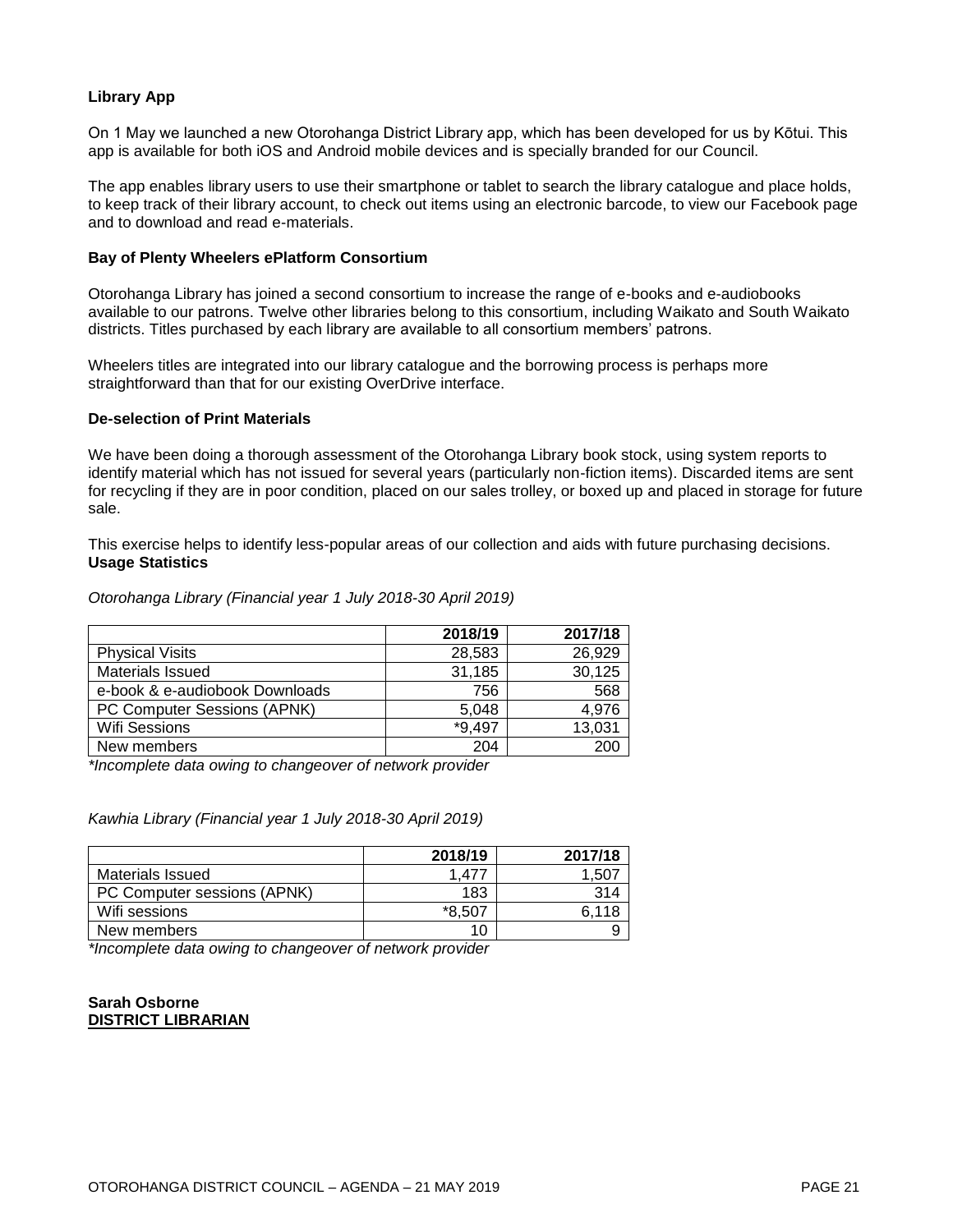**Library App**

On 1 May we launched a new Otorohanga District Library app, which has been developed for us by Kōtui. This app is available for both iOS and Android mobile devices and is specially branded for our Council.

The app enables library users to use their smartphone or tablet to search the library catalogue and place holds, to keep track of their library account, to check out items using an electronic barcode, to view our Facebook page and to download and read e-materials.

**Bay of Plenty Wheelers ePlatform Consortium**

Otorohanga Library has joined a second consortium to increase the range of e-books and e-audiobooks available to our patrons. Twelve other libraries belong to this consortium, including Waikato and South Waikato districts. Titles purchased by each library are available to all consortium members' patrons.

Wheelers titles are integrated into our library catalogue and the borrowing process is perhaps more straightforward than that for our existing OverDrive interface.

**De-selection of Print Materials**

We have been doing a thorough assessment of the Otorohanga Library book stock, using system reports to identify material which has not issued for several years (particularly non-fiction items). Discarded items are sent for recycling if they are in poor condition, placed on our sales trolley, or boxed up and placed in storage for future sale.

This exercise helps to identify less-popular areas of our collection and aids with future purchasing decisions.

**Usage Statistics**

*Otorohanga Library (Financial year 1 July 2018-30 April 2019)*

| | 2018/19 | 2017/18 |
|---|---|---|
| Physical Visits | 28,583 | 26,929 |
| Materials Issued | 31,185 | 30,125 |
| e-book & e-audiobook Downloads | 756 | 568 |
| PC Computer Sessions (APNK) | 5,048 | 4,976 |
| Wifi Sessions | *9,497 | 13,031 |
| New members | 204 | 200 |

*\*Incomplete data owing to changeover of network provider*

*Kawhia Library (Financial year 1 July 2018-30 April 2019)*

| | 2018/19 | 2017/18 |
|---|---|---|
| Materials Issued | 1,477 | 1,507 |
| PC Computer sessions (APNK) | 183 | 314 |
| Wifi sessions | *8,507 | 6,118 |
| New members | 10 | 9 |

*\*Incomplete data owing to changeover of network provider*

**Sarah Osborne**
**DISTRICT LIBRARIAN**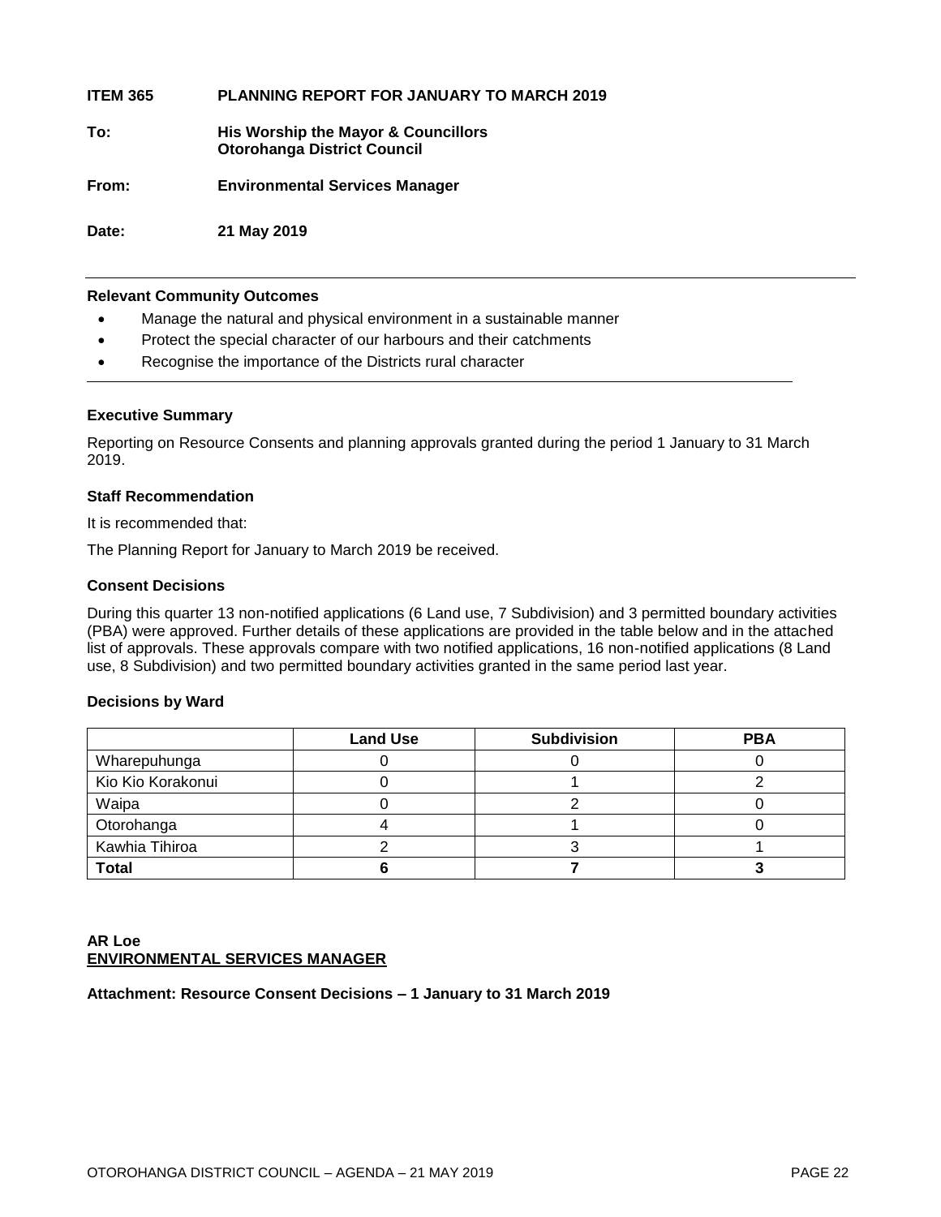**ITEM 365 PLANNING REPORT FOR JANUARY TO MARCH 2019**

**To:** **His Worship the Mayor & Councillors**
**Otorohanga District Council**

**From:** **Environmental Services Manager**

**Date:** **21 May 2019**

---

**Relevant Community Outcomes**

- Manage the natural and physical environment in a sustainable manner
- Protect the special character of our harbours and their catchments
- Recognise the importance of the Districts rural character

---

**Executive Summary**

Reporting on Resource Consents and planning approvals granted during the period 1 January to 31 March 2019.

**Staff Recommendation**

It is recommended that:

The Planning Report for January to March 2019 be received.

**Consent Decisions**

During this quarter 13 non-notified applications (6 Land use, 7 Subdivision) and 3 permitted boundary activities (PBA) were approved. Further details of these applications are provided in the table below and in the attached list of approvals. These approvals compare with two notified applications, 16 non-notified applications (8 Land use, 8 Subdivision) and two permitted boundary activities granted in the same period last year.

**Decisions by Ward**

| | Land Use | Subdivision | PBA |
|---|---|---|---|
| Wharepuhunga | 0 | 0 | 0 |
| Kio Kio Korakonui | 0 | 1 | 2 |
| Waipa | 0 | 2 | 0 |
| Otorohanga | 4 | 1 | 0 |
| Kawhia Tihiroa | 2 | 3 | 1 |
| **Total** | **6** | **7** | **3** |

**AR Loe**
**ENVIRONMENTAL SERVICES MANAGER**

**Attachment: Resource Consent Decisions – 1 January to 31 March 2019**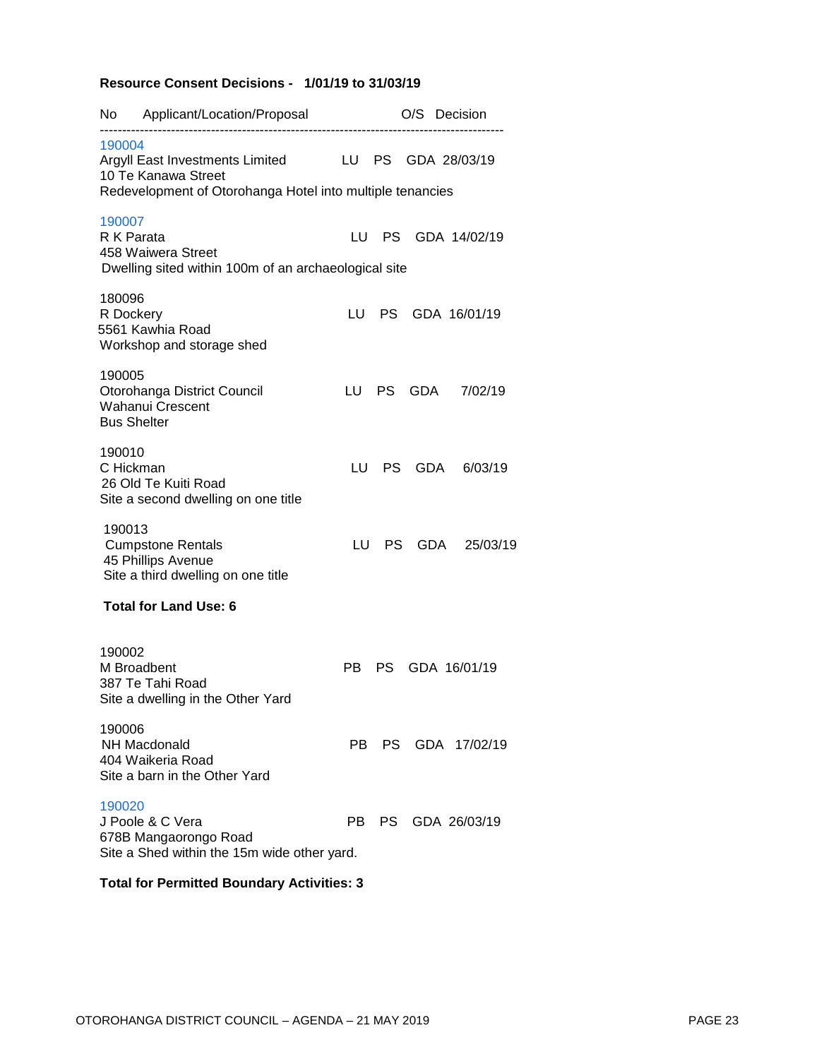**Resource Consent Decisions - 1/01/19 to 31/03/19**

| No | Applicant/Location/Proposal | | O/S | Decision | |
|---|---|---|---|---|---|
| 190004 | Argyll East Investments Limited<br>10 Te Kanawa Street<br>Redevelopment of Otorohanga Hotel into multiple tenancies | LU | PS | GDA | 28/03/19 |
| 190007 | R K Parata<br>458 Waiwera Street<br>Dwelling sited within 100m of an archaeological site | LU | PS | GDA | 14/02/19 |
| 180096 | R Dockery<br>5561 Kawhia Road<br>Workshop and storage shed | LU | PS | GDA | 16/01/19 |
| 190005 | Otorohanga District Council<br>Wahanui Crescent<br>Bus Shelter | LU | PS | GDA | 7/02/19 |
| 190010 | C Hickman<br>26 Old Te Kuiti Road<br>Site a second dwelling on one title | LU | PS | GDA | 6/03/19 |
| 190013 | Cumpstone Rentals<br>45 Phillips Avenue<br>Site a third dwelling on one title | LU | PS | GDA | 25/03/19 |

**Total for Land Use: 6**

| No | Applicant/Location/Proposal | | O/S | Decision | |
|---|---|---|---|---|---|
| 190002 | M Broadbent<br>387 Te Tahi Road<br>Site a dwelling in the Other Yard | PB | PS | GDA | 16/01/19 |
| 190006 | NH Macdonald<br>404 Waikeria Road<br>Site a barn in the Other Yard | PB | PS | GDA | 17/02/19 |
| 190020 | J Poole & C Vera<br>678B Mangaorongo Road<br>Site a Shed within the 15m wide other yard. | PB | PS | GDA | 26/03/19 |

**Total for Permitted Boundary Activities: 3**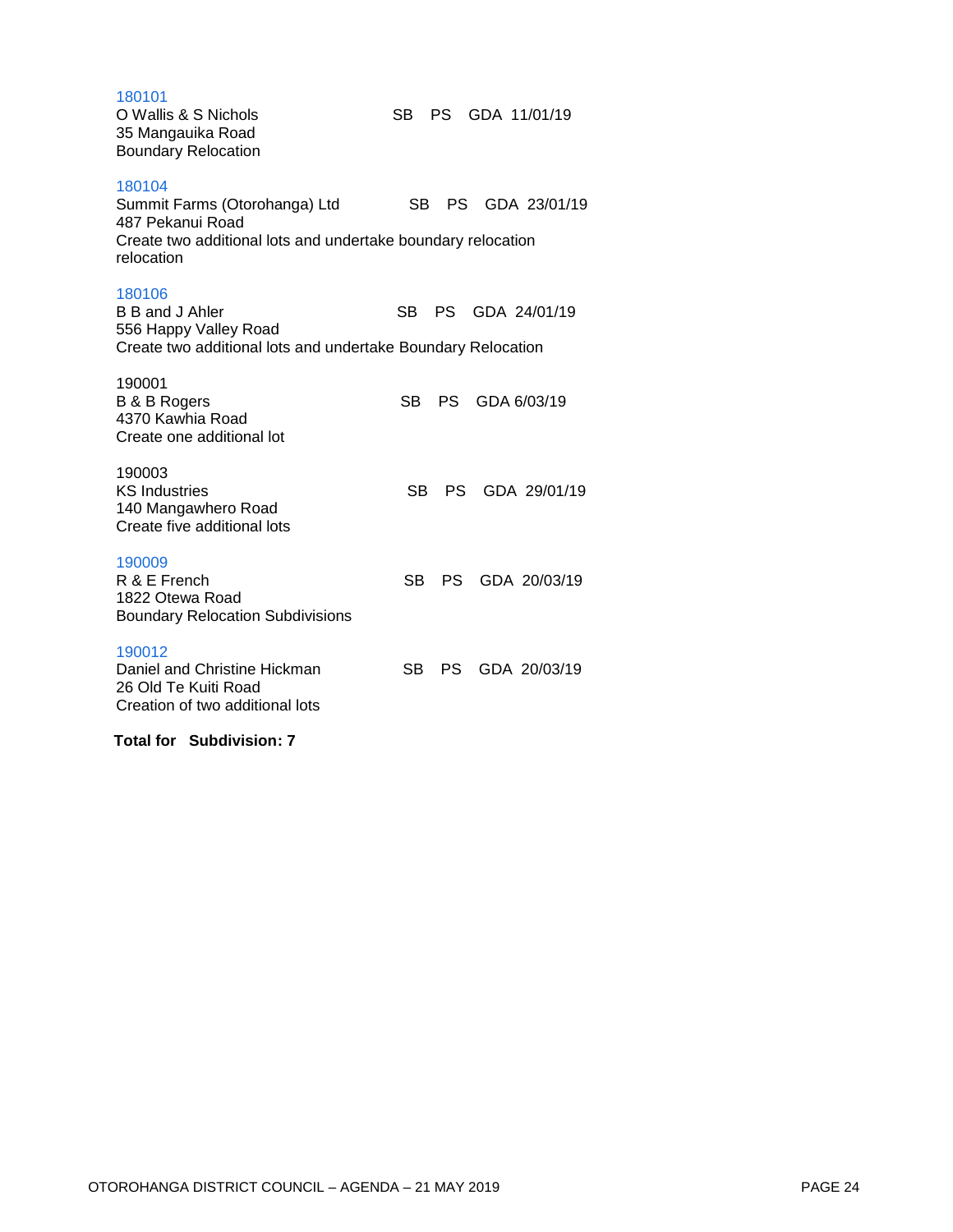180101
O Wallis & S Nichols SB PS GDA 11/01/19
35 Mangauika Road
Boundary Relocation

180104
Summit Farms (Otorohanga) Ltd SB PS GDA 23/01/19
487 Pekanui Road
Create two additional lots and undertake boundary relocation
relocation

180106
B B and J Ahler SB PS GDA 24/01/19
556 Happy Valley Road
Create two additional lots and undertake Boundary Relocation

190001
B & B Rogers SB PS GDA 6/03/19
4370 Kawhia Road
Create one additional lot

190003
KS Industries SB PS GDA 29/01/19
140 Mangawhero Road
Create five additional lots

190009
R & E French SB PS GDA 20/03/19
1822 Otewa Road
Boundary Relocation Subdivisions

190012
Daniel and Christine Hickman SB PS GDA 20/03/19
26 Old Te Kuiti Road
Creation of two additional lots

**Total for Subdivision: 7**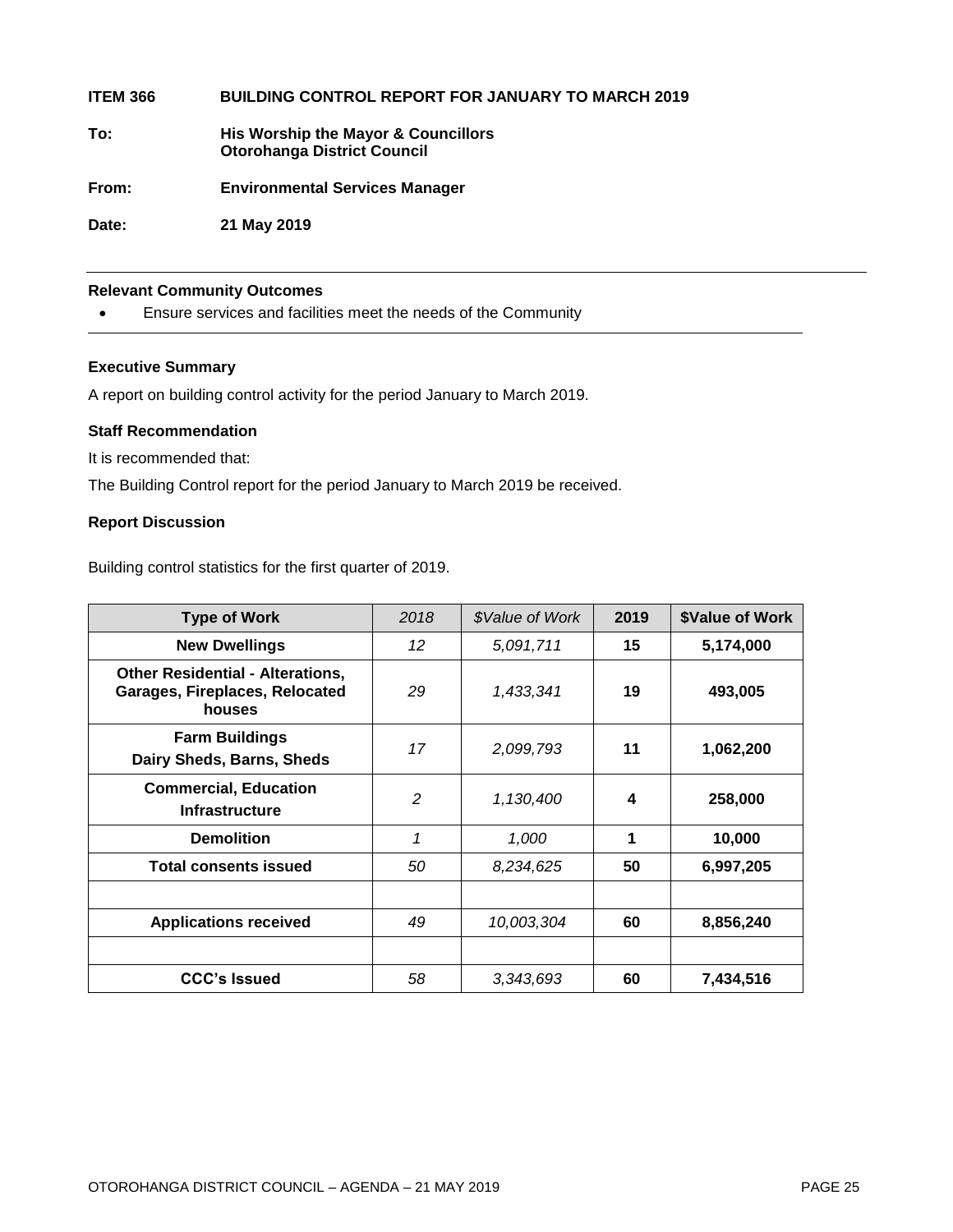**ITEM 366 BUILDING CONTROL REPORT FOR JANUARY TO MARCH 2019**

**To:** **His Worship the Mayor & Councillors**
**Otorohanga District Council**

**From:** **Environmental Services Manager**

**Date:** **21 May 2019**

---

**Relevant Community Outcomes**

- Ensure services and facilities meet the needs of the Community

---

**Executive Summary**

A report on building control activity for the period January to March 2019.

**Staff Recommendation**

It is recommended that:

The Building Control report for the period January to March 2019 be received.

**Report Discussion**

Building control statistics for the first quarter of 2019.

| **Type of Work** | *2018* | *$Value of Work* | **2019** | **$Value of Work** |
|---|---|---|---|---|
| **New Dwellings** | *12* | *5,091,711* | **15** | **5,174,000** |
| **Other Residential - Alterations, Garages, Fireplaces, Relocated houses** | *29* | *1,433,341* | **19** | **493,005** |
| **Farm Buildings Dairy Sheds, Barns, Sheds** | *17* | *2,099,793* | **11** | **1,062,200** |
| **Commercial, Education Infrastructure** | *2* | *1,130,400* | **4** | **258,000** |
| **Demolition** | *1* | *1,000* | **1** | **10,000** |
| **Total consents issued** | *50* | *8,234,625* | **50** | **6,997,205** |
| | | | | |
| **Applications received** | *49* | *10,003,304* | **60** | **8,856,240** |
| | | | | |
| **CCC's Issued** | *58* | *3,343,693* | **60** | **7,434,516** |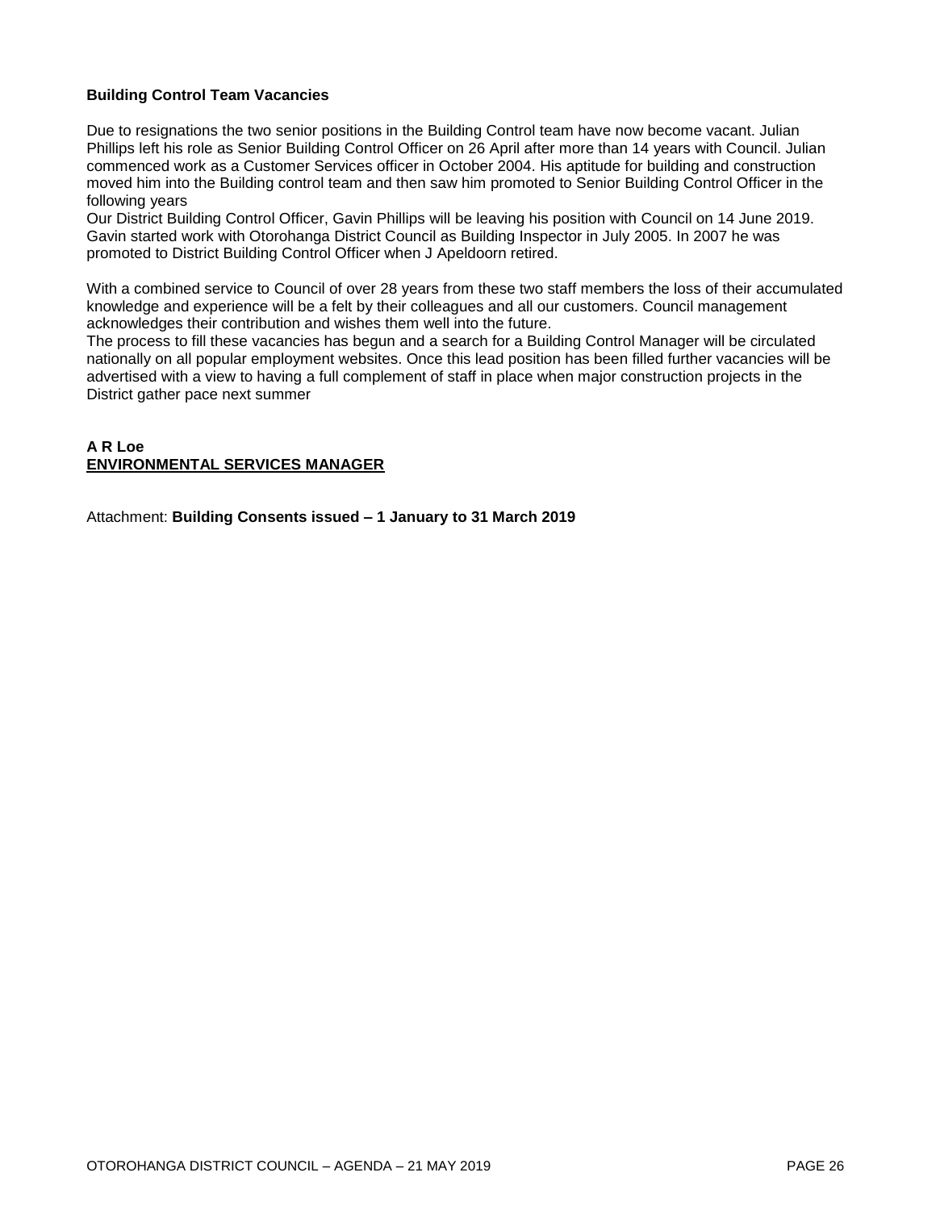**Building Control Team Vacancies**

Due to resignations the two senior positions in the Building Control team have now become vacant. Julian Phillips left his role as Senior Building Control Officer on 26 April after more than 14 years with Council. Julian commenced work as a Customer Services officer in October 2004. His aptitude for building and construction moved him into the Building control team and then saw him promoted to Senior Building Control Officer in the following years

Our District Building Control Officer, Gavin Phillips will be leaving his position with Council on 14 June 2019. Gavin started work with Otorohanga District Council as Building Inspector in July 2005. In 2007 he was promoted to District Building Control Officer when J Apeldoorn retired.

With a combined service to Council of over 28 years from these two staff members the loss of their accumulated knowledge and experience will be a felt by their colleagues and all our customers. Council management acknowledges their contribution and wishes them well into the future.

The process to fill these vacancies has begun and a search for a Building Control Manager will be circulated nationally on all popular employment websites. Once this lead position has been filled further vacancies will be advertised with a view to having a full complement of staff in place when major construction projects in the District gather pace next summer

**A R Loe**
**ENVIRONMENTAL SERVICES MANAGER**

Attachment: **Building Consents issued – 1 January to 31 March 2019**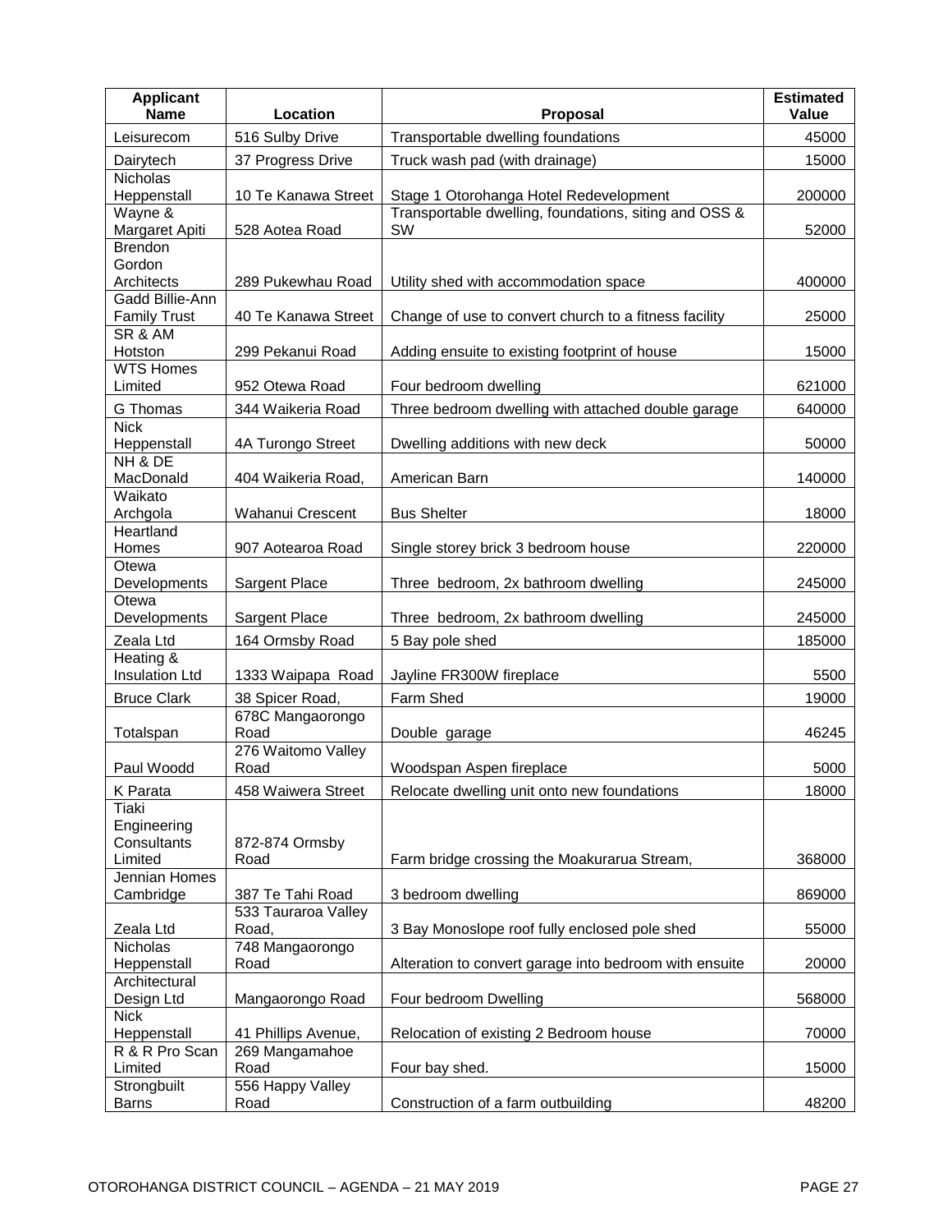| Applicant Name | Location | Proposal | Estimated Value |
|---|---|---|---|
| Leisurecom | 516 Sulby Drive | Transportable dwelling foundations | 45000 |
| Dairytech | 37 Progress Drive | Truck wash pad (with drainage) | 15000 |
| Nicholas Heppenstall | 10 Te Kanawa Street | Stage 1 Otorohanga Hotel Redevelopment | 200000 |
| Wayne & Margaret Apiti | 528 Aotea Road | Transportable dwelling, foundations, siting and OSS & SW | 52000 |
| Brendon Gordon Architects | 289 Pukewhau Road | Utility shed with accommodation space | 400000 |
| Gadd Billie-Ann Family Trust | 40 Te Kanawa Street | Change of use to convert church to a fitness facility | 25000 |
| SR & AM Hotston | 299 Pekanui Road | Adding ensuite to existing footprint of house | 15000 |
| WTS Homes Limited | 952 Otewa Road | Four bedroom dwelling | 621000 |
| G Thomas | 344 Waikeria Road | Three bedroom dwelling with attached double garage | 640000 |
| Nick Heppenstall | 4A Turongo Street | Dwelling additions with new deck | 50000 |
| NH & DE MacDonald | 404 Waikeria Road, | American Barn | 140000 |
| Waikato Archgola | Wahanui Crescent | Bus Shelter | 18000 |
| Heartland Homes | 907 Aotearoa Road | Single storey brick 3 bedroom house | 220000 |
| Otewa Developments | Sargent Place | Three bedroom, 2x bathroom dwelling | 245000 |
| Otewa Developments | Sargent Place | Three bedroom, 2x bathroom dwelling | 245000 |
| Zeala Ltd | 164 Ormsby Road | 5 Bay pole shed | 185000 |
| Heating & Insulation Ltd | 1333 Waipapa Road | Jayline FR300W fireplace | 5500 |
| Bruce Clark | 38 Spicer Road, | Farm Shed | 19000 |
| Totalspan | 678C Mangaorongo Road | Double garage | 46245 |
| Paul Woodd | 276 Waitomo Valley Road | Woodspan Aspen fireplace | 5000 |
| K Parata | 458 Waiwera Street | Relocate dwelling unit onto new foundations | 18000 |
| Tiaki Engineering Consultants Limited | 872-874 Ormsby Road | Farm bridge crossing the Moakurarua Stream, | 368000 |
| Jennian Homes Cambridge | 387 Te Tahi Road | 3 bedroom dwelling | 869000 |
| Zeala Ltd | 533 Tauraroa Valley Road, | 3 Bay Monoslope roof fully enclosed pole shed | 55000 |
| Nicholas Heppenstall | 748 Mangaorongo Road | Alteration to convert garage into bedroom with ensuite | 20000 |
| Architectural Design Ltd | Mangaorongo Road | Four bedroom Dwelling | 568000 |
| Nick Heppenstall | 41 Phillips Avenue, | Relocation of existing 2 Bedroom house | 70000 |
| R & R Pro Scan Limited | 269 Mangamahoe Road | Four bay shed. | 15000 |
| Strongbuilt Barns | 556 Happy Valley Road | Construction of a farm outbuilding | 48200 |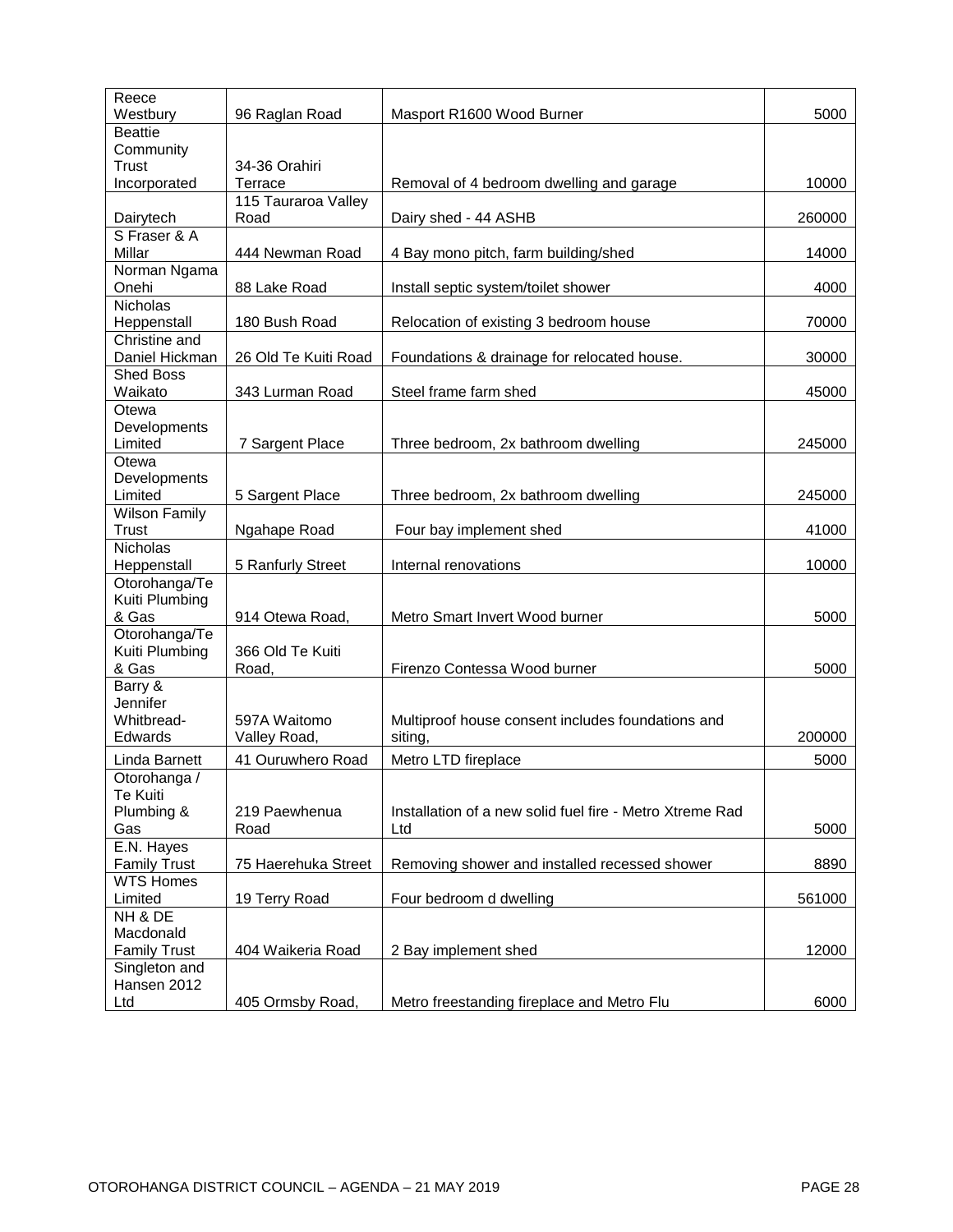| Reece Westbury | 96 Raglan Road | Masport R1600 Wood Burner | 5000 |
|---|---|---|---|
| Beattie Community Trust Incorporated | 34-36 Orahiri Terrace | Removal of 4 bedroom dwelling and garage | 10000 |
| Dairytech | 115 Tauraroa Valley Road | Dairy shed - 44 ASHB | 260000 |
| S Fraser & A Millar | 444 Newman Road | 4 Bay mono pitch, farm building/shed | 14000 |
| Norman Ngama Onehi | 88 Lake Road | Install septic system/toilet shower | 4000 |
| Nicholas Heppenstall | 180 Bush Road | Relocation of existing 3 bedroom house | 70000 |
| Christine and Daniel Hickman | 26 Old Te Kuiti Road | Foundations & drainage for relocated house. | 30000 |
| Shed Boss Waikato | 343 Lurman Road | Steel frame farm shed | 45000 |
| Otewa Developments Limited | 7 Sargent Place | Three bedroom, 2x bathroom dwelling | 245000 |
| Otewa Developments Limited | 5 Sargent Place | Three bedroom, 2x bathroom dwelling | 245000 |
| Wilson Family Trust | Ngahape Road | Four bay implement shed | 41000 |
| Nicholas Heppenstall | 5 Ranfurly Street | Internal renovations | 10000 |
| Otorohanga/Te Kuiti Plumbing & Gas | 914 Otewa Road, | Metro Smart Invert Wood burner | 5000 |
| Otorohanga/Te Kuiti Plumbing & Gas | 366 Old Te Kuiti Road, | Firenzo Contessa Wood burner | 5000 |
| Barry & Jennifer Whitbread-Edwards | 597A Waitomo Valley Road, | Multiproof house consent includes foundations and siting, | 200000 |
| Linda Barnett | 41 Ouruwhero Road | Metro LTD fireplace | 5000 |
| Otorohanga / Te Kuiti Plumbing & Gas | 219 Paewhenua Road | Installation of a new solid fuel fire - Metro Xtreme Rad Ltd | 5000 |
| E.N. Hayes Family Trust | 75 Haerehuka Street | Removing shower and installed recessed shower | 8890 |
| WTS Homes Limited | 19 Terry Road | Four bedroom d dwelling | 561000 |
| NH & DE Macdonald Family Trust | 404 Waikeria Road | 2 Bay implement shed | 12000 |
| Singleton and Hansen 2012 Ltd | 405 Ormsby Road, | Metro freestanding fireplace and Metro Flu | 6000 |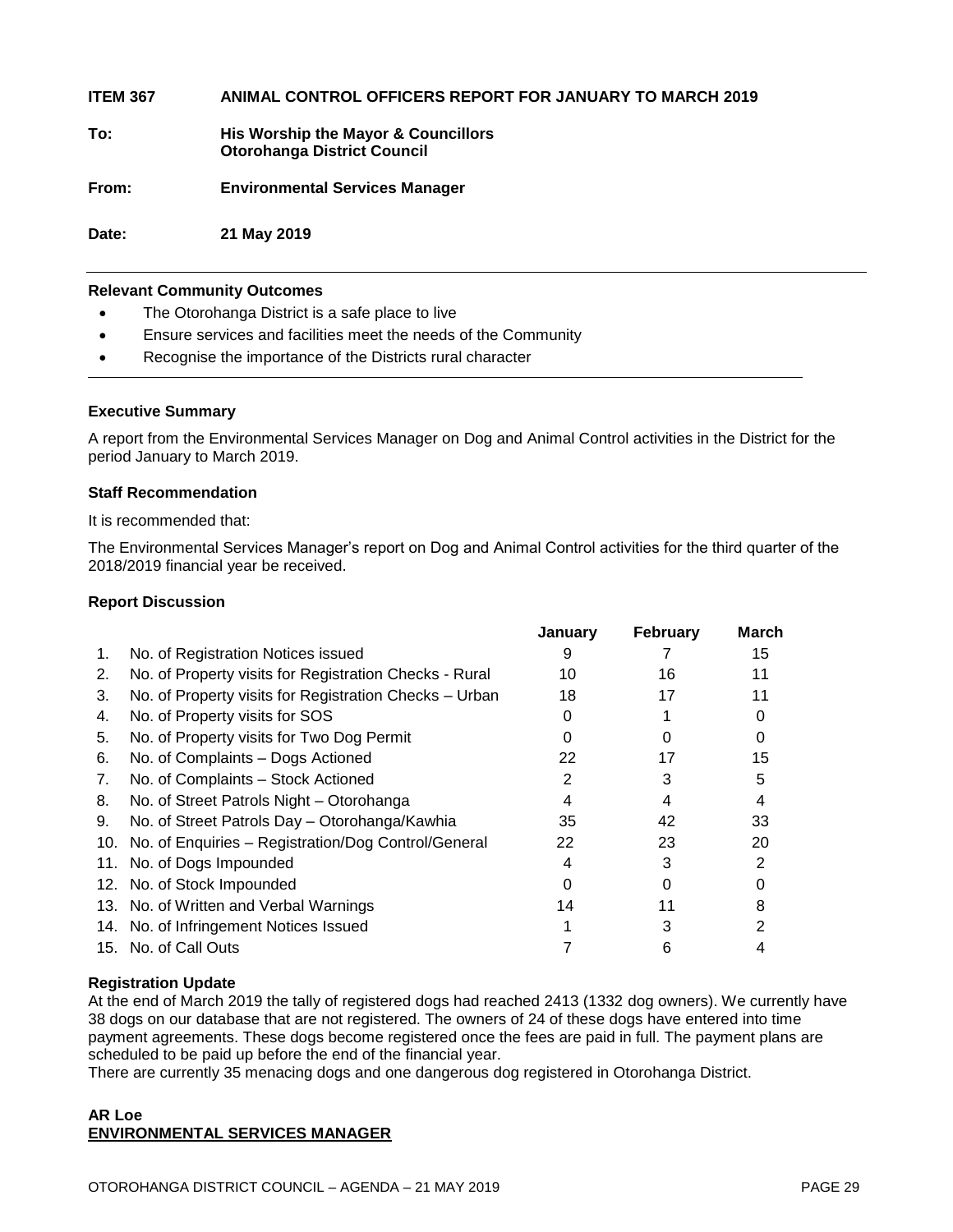**ITEM 367 ANIMAL CONTROL OFFICERS REPORT FOR JANUARY TO MARCH 2019**

**To:** **His Worship the Mayor & Councillors**
**Otorohanga District Council**

**From:** **Environmental Services Manager**

**Date:** **21 May 2019**

---

**Relevant Community Outcomes**

- The Otorohanga District is a safe place to live
- Ensure services and facilities meet the needs of the Community
- Recognise the importance of the Districts rural character

---

**Executive Summary**

A report from the Environmental Services Manager on Dog and Animal Control activities in the District for the period January to March 2019.

**Staff Recommendation**

It is recommended that:

The Environmental Services Manager's report on Dog and Animal Control activities for the third quarter of the 2018/2019 financial year be received.

**Report Discussion**

| | | January | February | March |
|---|---|---|---|---|
| 1. | No. of Registration Notices issued | 9 | 7 | 15 |
| 2. | No. of Property visits for Registration Checks - Rural | 10 | 16 | 11 |
| 3. | No. of Property visits for Registration Checks – Urban | 18 | 17 | 11 |
| 4. | No. of Property visits for SOS | 0 | 1 | 0 |
| 5. | No. of Property visits for Two Dog Permit | 0 | 0 | 0 |
| 6. | No. of Complaints – Dogs Actioned | 22 | 17 | 15 |
| 7. | No. of Complaints – Stock Actioned | 2 | 3 | 5 |
| 8. | No. of Street Patrols Night – Otorohanga | 4 | 4 | 4 |
| 9. | No. of Street Patrols Day – Otorohanga/Kawhia | 35 | 42 | 33 |
| 10. | No. of Enquiries – Registration/Dog Control/General | 22 | 23 | 20 |
| 11. | No. of Dogs Impounded | 4 | 3 | 2 |
| 12. | No. of Stock Impounded | 0 | 0 | 0 |
| 13. | No. of Written and Verbal Warnings | 14 | 11 | 8 |
| 14. | No. of Infringement Notices Issued | 1 | 3 | 2 |
| 15. | No. of Call Outs | 7 | 6 | 4 |

**Registration Update**

At the end of March 2019 the tally of registered dogs had reached 2413 (1332 dog owners). We currently have 38 dogs on our database that are not registered. The owners of 24 of these dogs have entered into time payment agreements. These dogs become registered once the fees are paid in full. The payment plans are scheduled to be paid up before the end of the financial year.

There are currently 35 menacing dogs and one dangerous dog registered in Otorohanga District.

**AR Loe**
**ENVIRONMENTAL SERVICES MANAGER**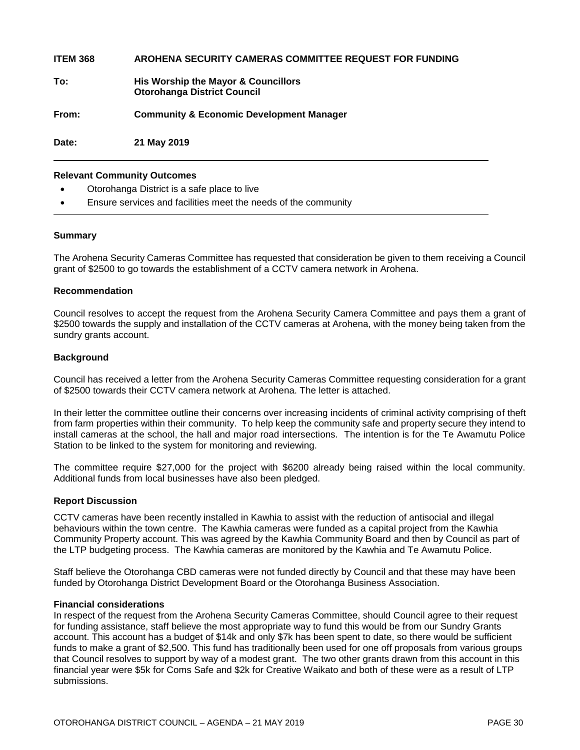**ITEM 368 ARohena SECURITY CAMERAS COMMITTEE REQUEST FOR FUNDING**

**To:** **His Worship the Mayor & Councillors**
**Otorohanga District Council**

**From:** **Community & Economic Development Manager**

**Date:** **21 May 2019**

---

**Relevant Community Outcomes**

- Otorohanga District is a safe place to live
- Ensure services and facilities meet the needs of the community

---

**Summary**

The Arohena Security Cameras Committee has requested that consideration be given to them receiving a Council grant of $2500 to go towards the establishment of a CCTV camera network in Arohena.

**Recommendation**

Council resolves to accept the request from the Arohena Security Camera Committee and pays them a grant of $2500 towards the supply and installation of the CCTV cameras at Arohena, with the money being taken from the sundry grants account.

**Background**

Council has received a letter from the Arohena Security Cameras Committee requesting consideration for a grant of $2500 towards their CCTV camera network at Arohena. The letter is attached.

In their letter the committee outline their concerns over increasing incidents of criminal activity comprising of theft from farm properties within their community. To help keep the community safe and property secure they intend to install cameras at the school, the hall and major road intersections. The intention is for the Te Awamutu Police Station to be linked to the system for monitoring and reviewing.

The committee require $27,000 for the project with $6200 already being raised within the local community. Additional funds from local businesses have also been pledged.

**Report Discussion**

CCTV cameras have been recently installed in Kawhia to assist with the reduction of antisocial and illegal behaviours within the town centre. The Kawhia cameras were funded as a capital project from the Kawhia Community Property account. This was agreed by the Kawhia Community Board and then by Council as part of the LTP budgeting process. The Kawhia cameras are monitored by the Kawhia and Te Awamutu Police.

Staff believe the Otorohanga CBD cameras were not funded directly by Council and that these may have been funded by Otorohanga District Development Board or the Otorohanga Business Association.

**Financial considerations**

In respect of the request from the Arohena Security Cameras Committee, should Council agree to their request for funding assistance, staff believe the most appropriate way to fund this would be from our Sundry Grants account. This account has a budget of $14k and only $7k has been spent to date, so there would be sufficient funds to make a grant of $2,500. This fund has traditionally been used for one off proposals from various groups that Council resolves to support by way of a modest grant. The two other grants drawn from this account in this financial year were $5k for Coms Safe and $2k for Creative Waikato and both of these were as a result of LTP submissions.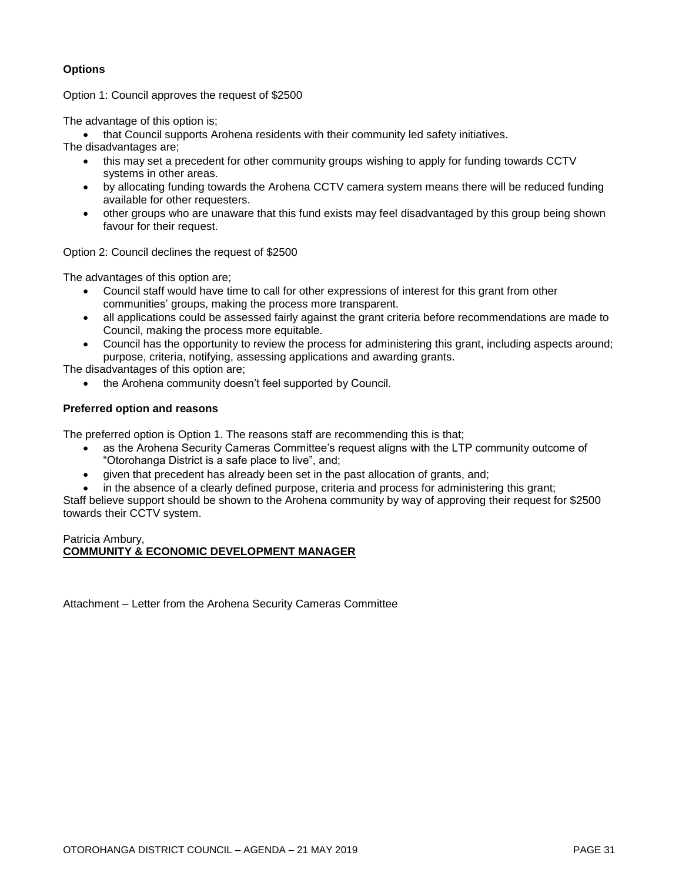**Options**

Option 1: Council approves the request of $2500

The advantage of this option is;

- that Council supports Arohena residents with their community led safety initiatives.

The disadvantages are;

- this may set a precedent for other community groups wishing to apply for funding towards CCTV systems in other areas.
- by allocating funding towards the Arohena CCTV camera system means there will be reduced funding available for other requesters.
- other groups who are unaware that this fund exists may feel disadvantaged by this group being shown favour for their request.

Option 2: Council declines the request of $2500

The advantages of this option are;

- Council staff would have time to call for other expressions of interest for this grant from other communities' groups, making the process more transparent.
- all applications could be assessed fairly against the grant criteria before recommendations are made to Council, making the process more equitable.
- Council has the opportunity to review the process for administering this grant, including aspects around; purpose, criteria, notifying, assessing applications and awarding grants.

The disadvantages of this option are;

- the Arohena community doesn't feel supported by Council.

**Preferred option and reasons**

The preferred option is Option 1. The reasons staff are recommending this is that;

- as the Arohena Security Cameras Committee's request aligns with the LTP community outcome of "Otorohanga District is a safe place to live", and;
- given that precedent has already been set in the past allocation of grants, and;
- in the absence of a clearly defined purpose, criteria and process for administering this grant;

Staff believe support should be shown to the Arohena community by way of approving their request for $2500 towards their CCTV system.

Patricia Ambury,
**COMMUNITY & ECONOMIC DEVELOPMENT MANAGER**

Attachment – Letter from the Arohena Security Cameras Committee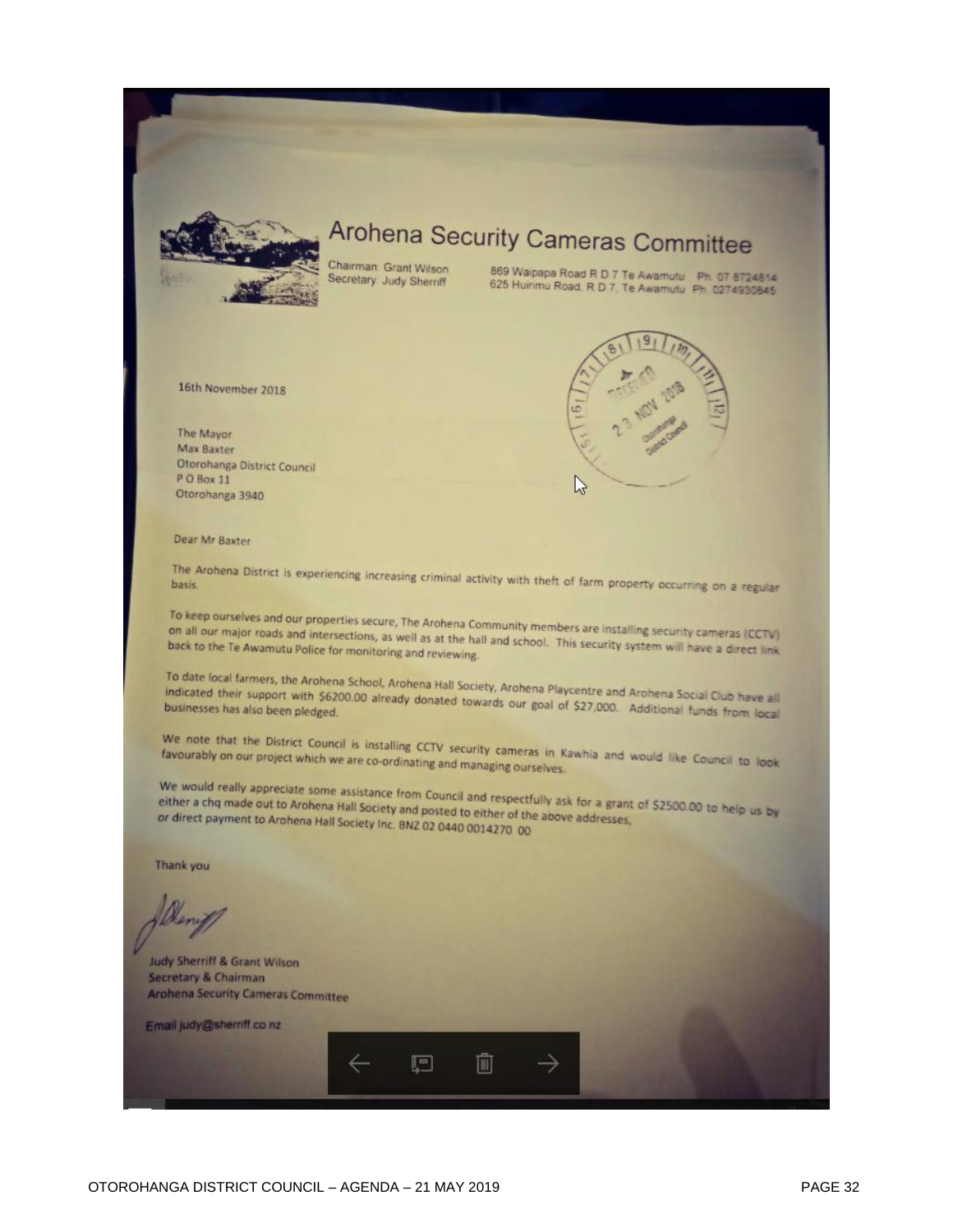# Arohena Security Cameras Committee

Chairman: Grant Wilson — 869 Waipapa Road R D 7 Te Awamutu Ph 07 8724814
Secretary: Judy Sherriff — 625 Huirimu Road, R.D.7, Te Awamutu Ph 0274930845

RECEIVED 23 NOV 2018 Otorohanga District Council

16th November 2018

The Mayor
Max Baxter
Otorohanga District Council
P O Box 11
Otorohanga 3940

Dear Mr Baxter

The Arohena District is experiencing increasing criminal activity with theft of farm property occurring on a regular basis.

To keep ourselves and our properties secure, The Arohena Community members are installing security cameras (CCTV) on all our major roads and intersections, as well as at the hall and school. This security system will have a direct link back to the Te Awamutu Police for monitoring and reviewing.

To date local farmers, the Arohena School, Arohena Hall Society, Arohena Playcentre and Arohena Social Club have all indicated their support with $6200.00 already donated towards our goal of $27,000. Additional funds from local businesses has also been pledged.

We note that the District Council is installing CCTV security cameras in Kawhia and would like Council to look favourably on our project which we are co-ordinating and managing ourselves.

We would really appreciate some assistance from Council and respectfully ask for a grant of $2500.00 to help us by either a chq made out to Arohena Hall Society and posted to either of the above addresses, or direct payment to Arohena Hall Society Inc. BNZ 02 0440 0014270 00

Thank you

J Sherriff

Judy Sherriff & Grant Wilson
Secretary & Chairman
Arohena Security Cameras Committee

Email judy@sherriff.co.nz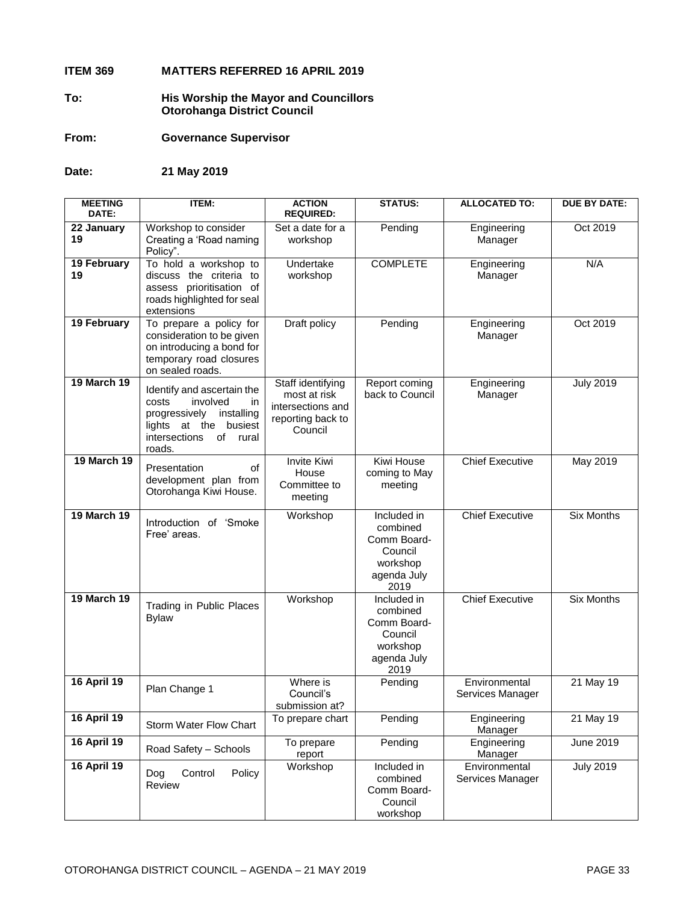**ITEM 369 MATTERS REFERRED 16 APRIL 2019**

**To: His Worship the Mayor and Councillors**
**Otorohanga District Council**

**From: Governance Supervisor**

**Date: 21 May 2019**

| MEETING DATE: | ITEM: | ACTION REQUIRED: | STATUS: | ALLOCATED TO: | DUE BY DATE: |
|---|---|---|---|---|---|
| **22 January 19** | Workshop to consider Creating a 'Road naming Policy". | Set a date for a workshop | Pending | Engineering Manager | Oct 2019 |
| **19 February 19** | To hold a workshop to discuss the criteria to assess prioritisation of roads highlighted for seal extensions | Undertake workshop | COMPLETE | Engineering Manager | N/A |
| **19 February** | To prepare a policy for consideration to be given on introducing a bond for temporary road closures on sealed roads. | Draft policy | Pending | Engineering Manager | Oct 2019 |
| **19 March 19** | Identify and ascertain the costs involved in progressively installing lights at the busiest intersections of rural roads. | Staff identifying most at risk intersections and reporting back to Council | Report coming back to Council | Engineering Manager | July 2019 |
| **19 March 19** | Presentation of development plan from Otorohanga Kiwi House. | Invite Kiwi House Committee to meeting | Kiwi House coming to May meeting | Chief Executive | May 2019 |
| **19 March 19** | Introduction of 'Smoke Free' areas. | Workshop | Included in combined Comm Board-Council workshop agenda July 2019 | Chief Executive | Six Months |
| **19 March 19** | Trading in Public Places Bylaw | Workshop | Included in combined Comm Board-Council workshop agenda July 2019 | Chief Executive | Six Months |
| **16 April 19** | Plan Change 1 | Where is Council's submission at? | Pending | Environmental Services Manager | 21 May 19 |
| **16 April 19** | Storm Water Flow Chart | To prepare chart | Pending | Engineering Manager | 21 May 19 |
| **16 April 19** | Road Safety – Schools | To prepare report | Pending | Engineering Manager | June 2019 |
| **16 April 19** | Dog Control Policy Review | Workshop | Included in combined Comm Board-Council workshop | Environmental Services Manager | July 2019 |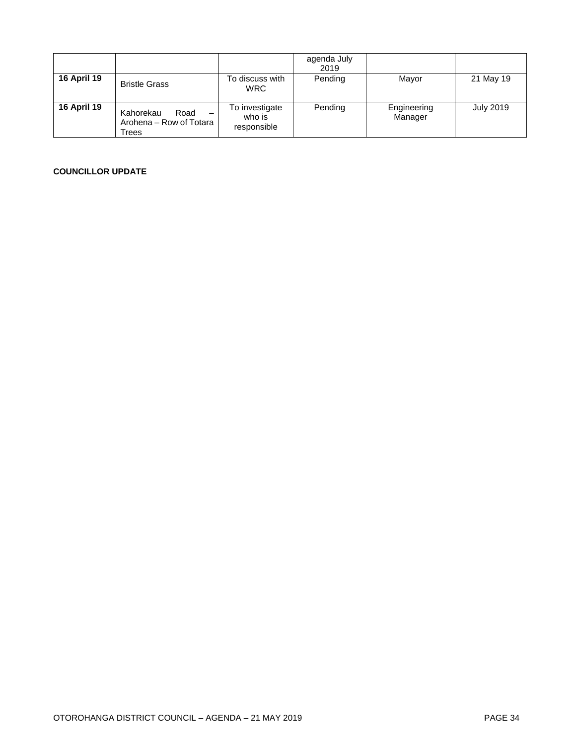| | | | | | |
|---|---|---|---|---|---|
| | | | agenda July 2019 | | |
| **16 April 19** | Bristle Grass | To discuss with WRC | Pending | Mayor | 21 May 19 |
| **16 April 19** | Kahorekau Road – Arohena – Row of Totara Trees | To investigate who is responsible | Pending | Engineering Manager | July 2019 |

**COUNCILLOR UPDATE**